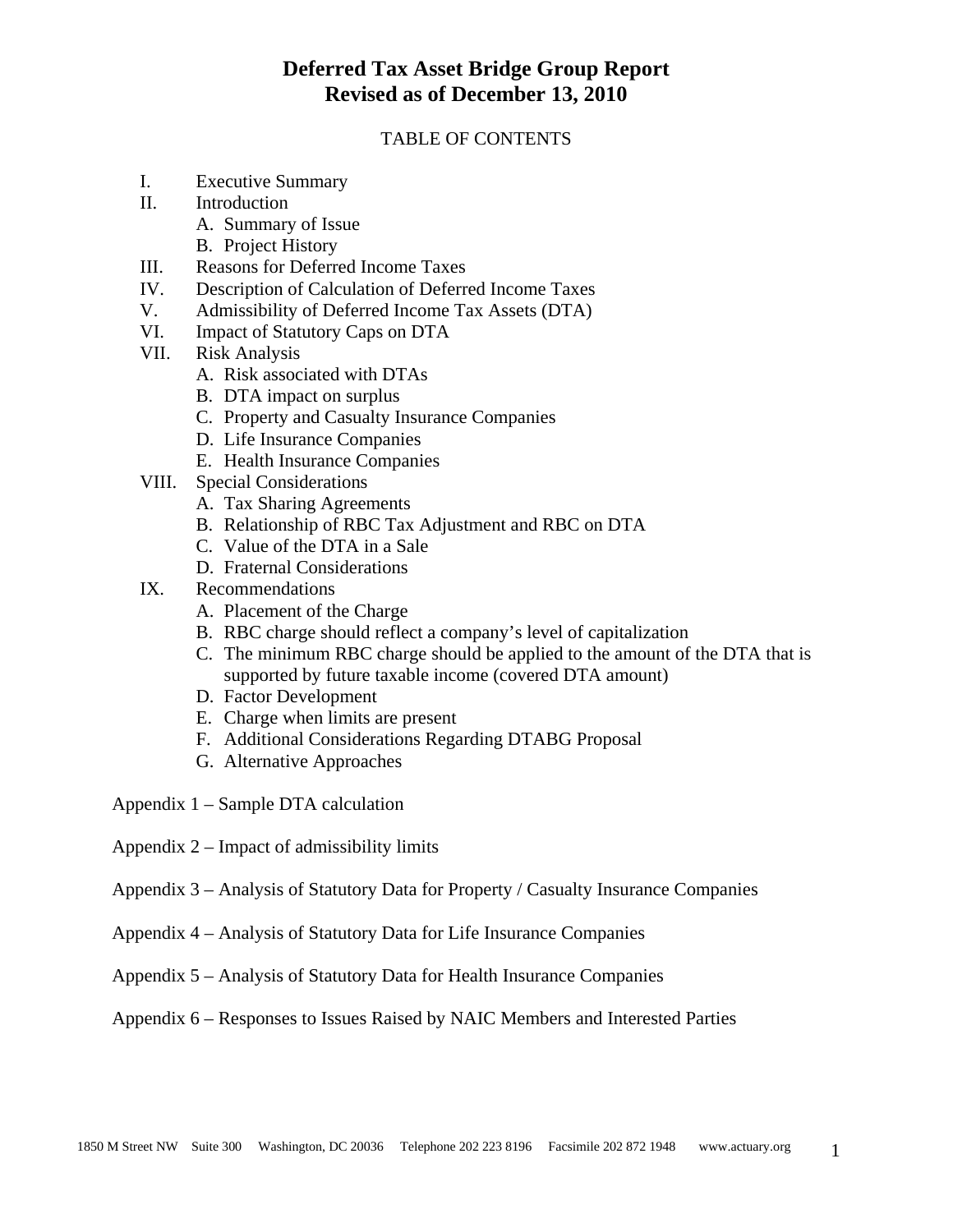# Deferred Tax Asset Bridge Group Report
# Revised as of December 13, 2010

TABLE OF CONTENTS

- I. Executive Summary
- II. Introduction
  - A. Summary of Issue
  - B. Project History
- III. Reasons for Deferred Income Taxes
- IV. Description of Calculation of Deferred Income Taxes
- V. Admissibility of Deferred Income Tax Assets (DTA)
- VI. Impact of Statutory Caps on DTA
- VII. Risk Analysis
  - A. Risk associated with DTAs
  - B. DTA impact on surplus
  - C. Property and Casualty Insurance Companies
  - D. Life Insurance Companies
  - E. Health Insurance Companies
- VIII. Special Considerations
  - A. Tax Sharing Agreements
  - B. Relationship of RBC Tax Adjustment and RBC on DTA
  - C. Value of the DTA in a Sale
  - D. Fraternal Considerations
- IX. Recommendations
  - A. Placement of the Charge
  - B. RBC charge should reflect a company's level of capitalization
  - C. The minimum RBC charge should be applied to the amount of the DTA that is supported by future taxable income (covered DTA amount)
  - D. Factor Development
  - E. Charge when limits are present
  - F. Additional Considerations Regarding DTABG Proposal
  - G. Alternative Approaches

Appendix 1 – Sample DTA calculation

Appendix 2 – Impact of admissibility limits

Appendix 3 – Analysis of Statutory Data for Property / Casualty Insurance Companies

Appendix 4 – Analysis of Statutory Data for Life Insurance Companies

Appendix 5 – Analysis of Statutory Data for Health Insurance Companies

Appendix 6 – Responses to Issues Raised by NAIC Members and Interested Parties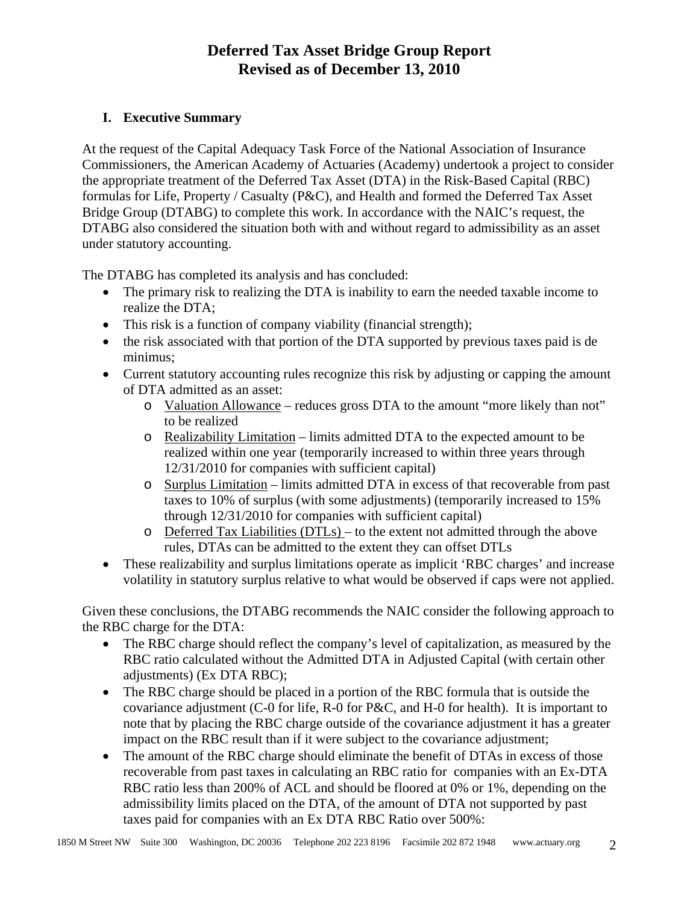# Deferred Tax Asset Bridge Group Report
## Revised as of December 13, 2010

### I. Executive Summary

At the request of the Capital Adequacy Task Force of the National Association of Insurance Commissioners, the American Academy of Actuaries (Academy) undertook a project to consider the appropriate treatment of the Deferred Tax Asset (DTA) in the Risk-Based Capital (RBC) formulas for Life, Property / Casualty (P&C), and Health and formed the Deferred Tax Asset Bridge Group (DTABG) to complete this work. In accordance with the NAIC's request, the DTABG also considered the situation both with and without regard to admissibility as an asset under statutory accounting.

The DTABG has completed its analysis and has concluded:

- The primary risk to realizing the DTA is inability to earn the needed taxable income to realize the DTA;
- This risk is a function of company viability (financial strength);
- the risk associated with that portion of the DTA supported by previous taxes paid is de minimus;
- Current statutory accounting rules recognize this risk by adjusting or capping the amount of DTA admitted as an asset:
  - Valuation Allowance – reduces gross DTA to the amount "more likely than not" to be realized
  - Realizability Limitation – limits admitted DTA to the expected amount to be realized within one year (temporarily increased to within three years through 12/31/2010 for companies with sufficient capital)
  - Surplus Limitation – limits admitted DTA in excess of that recoverable from past taxes to 10% of surplus (with some adjustments) (temporarily increased to 15% through 12/31/2010 for companies with sufficient capital)
  - Deferred Tax Liabilities (DTLs) – to the extent not admitted through the above rules, DTAs can be admitted to the extent they can offset DTLs
- These realizability and surplus limitations operate as implicit 'RBC charges' and increase volatility in statutory surplus relative to what would be observed if caps were not applied.

Given these conclusions, the DTABG recommends the NAIC consider the following approach to the RBC charge for the DTA:

- The RBC charge should reflect the company's level of capitalization, as measured by the RBC ratio calculated without the Admitted DTA in Adjusted Capital (with certain other adjustments) (Ex DTA RBC);
- The RBC charge should be placed in a portion of the RBC formula that is outside the covariance adjustment (C-0 for life, R-0 for P&C, and H-0 for health). It is important to note that by placing the RBC charge outside of the covariance adjustment it has a greater impact on the RBC result than if it were subject to the covariance adjustment;
- The amount of the RBC charge should eliminate the benefit of DTAs in excess of those recoverable from past taxes in calculating an RBC ratio for companies with an Ex-DTA RBC ratio less than 200% of ACL and should be floored at 0% or 1%, depending on the admissibility limits placed on the DTA, of the amount of DTA not supported by past taxes paid for companies with an Ex DTA RBC Ratio over 500%: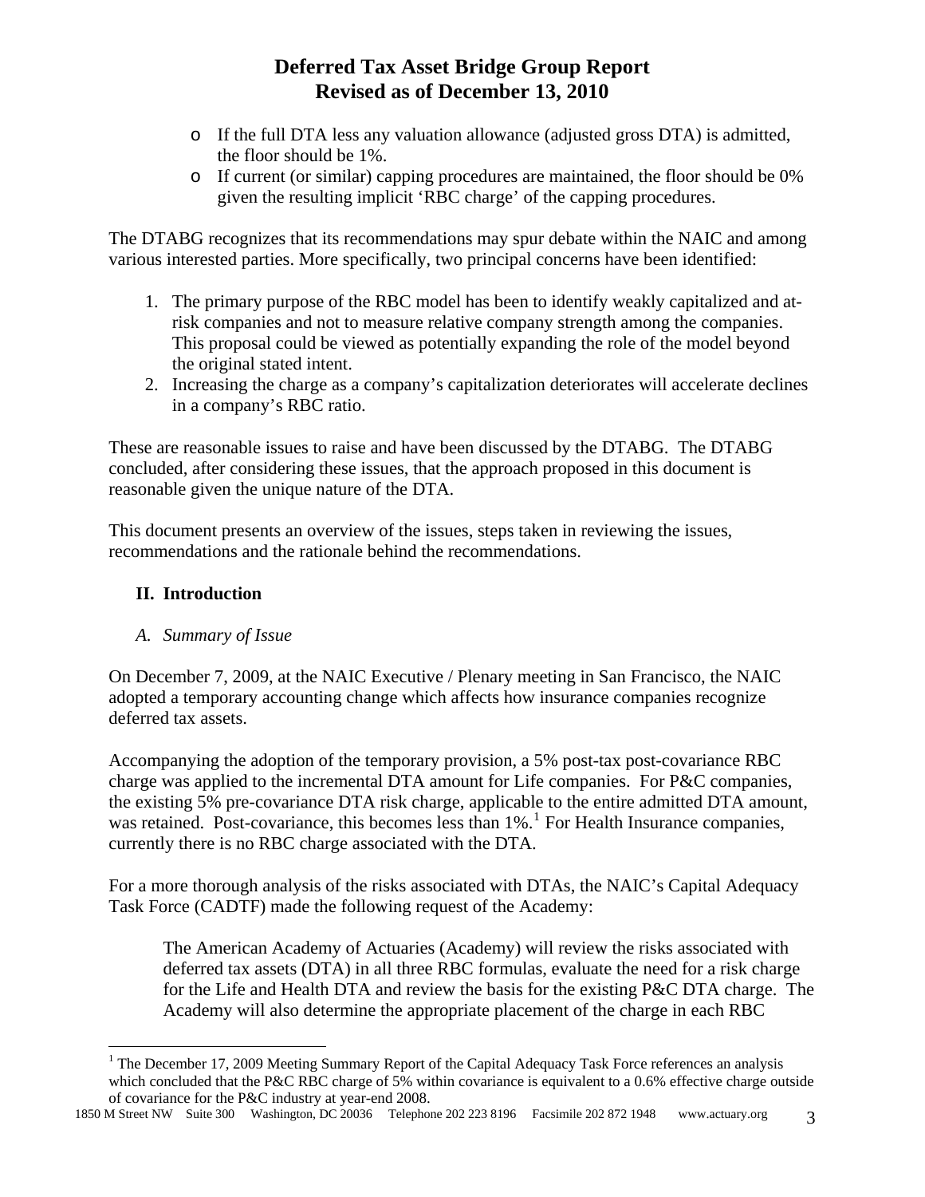- If the full DTA less any valuation allowance (adjusted gross DTA) is admitted, the floor should be 1%.
- If current (or similar) capping procedures are maintained, the floor should be 0% given the resulting implicit 'RBC charge' of the capping procedures.

The DTABG recognizes that its recommendations may spur debate within the NAIC and among various interested parties. More specifically, two principal concerns have been identified:

1. The primary purpose of the RBC model has been to identify weakly capitalized and at-risk companies and not to measure relative company strength among the companies. This proposal could be viewed as potentially expanding the role of the model beyond the original stated intent.
2. Increasing the charge as a company's capitalization deteriorates will accelerate declines in a company's RBC ratio.

These are reasonable issues to raise and have been discussed by the DTABG. The DTABG concluded, after considering these issues, that the approach proposed in this document is reasonable given the unique nature of the DTA.

This document presents an overview of the issues, steps taken in reviewing the issues, recommendations and the rationale behind the recommendations.

## II. Introduction

### *A. Summary of Issue*

On December 7, 2009, at the NAIC Executive / Plenary meeting in San Francisco, the NAIC adopted a temporary accounting change which affects how insurance companies recognize deferred tax assets.

Accompanying the adoption of the temporary provision, a 5% post-tax post-covariance RBC charge was applied to the incremental DTA amount for Life companies. For P&C companies, the existing 5% pre-covariance DTA risk charge, applicable to the entire admitted DTA amount, was retained. Post-covariance, this becomes less than 1%.[1] For Health Insurance companies, currently there is no RBC charge associated with the DTA.

For a more thorough analysis of the risks associated with DTAs, the NAIC's Capital Adequacy Task Force (CADTF) made the following request of the Academy:

> The American Academy of Actuaries (Academy) will review the risks associated with deferred tax assets (DTA) in all three RBC formulas, evaluate the need for a risk charge for the Life and Health DTA and review the basis for the existing P&C DTA charge. The Academy will also determine the appropriate placement of the charge in each RBC

[1] The December 17, 2009 Meeting Summary Report of the Capital Adequacy Task Force references an analysis which concluded that the P&C RBC charge of 5% within covariance is equivalent to a 0.6% effective charge outside of covariance for the P&C industry at year-end 2008.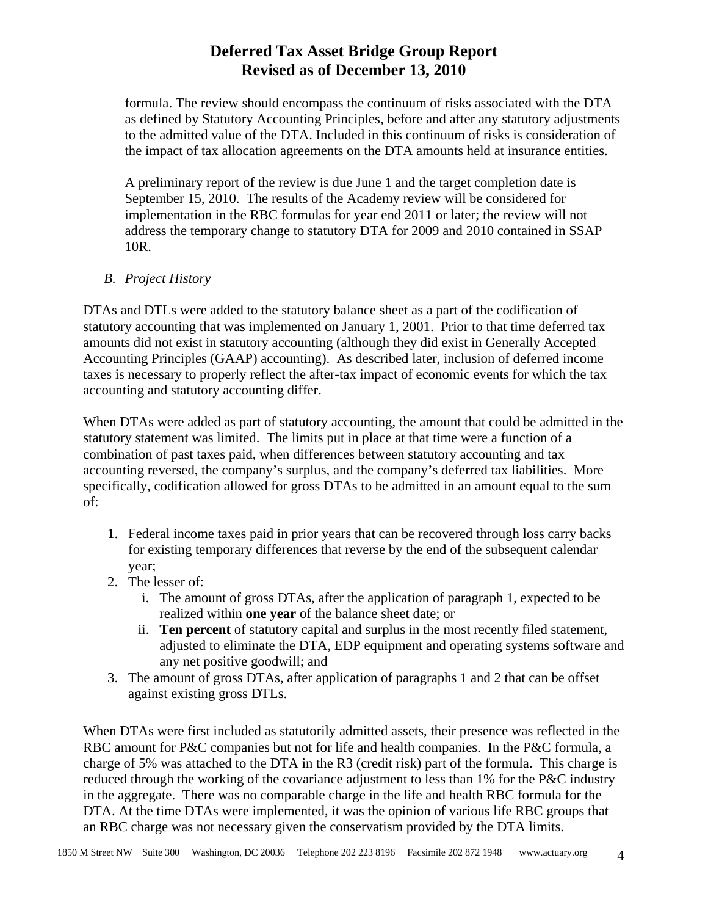formula. The review should encompass the continuum of risks associated with the DTA as defined by Statutory Accounting Principles, before and after any statutory adjustments to the admitted value of the DTA. Included in this continuum of risks is consideration of the impact of tax allocation agreements on the DTA amounts held at insurance entities.

A preliminary report of the review is due June 1 and the target completion date is September 15, 2010. The results of the Academy review will be considered for implementation in the RBC formulas for year end 2011 or later; the review will not address the temporary change to statutory DTA for 2009 and 2010 contained in SSAP 10R.

### *B. Project History*

DTAs and DTLs were added to the statutory balance sheet as a part of the codification of statutory accounting that was implemented on January 1, 2001. Prior to that time deferred tax amounts did not exist in statutory accounting (although they did exist in Generally Accepted Accounting Principles (GAAP) accounting). As described later, inclusion of deferred income taxes is necessary to properly reflect the after-tax impact of economic events for which the tax accounting and statutory accounting differ.

When DTAs were added as part of statutory accounting, the amount that could be admitted in the statutory statement was limited. The limits put in place at that time were a function of a combination of past taxes paid, when differences between statutory accounting and tax accounting reversed, the company's surplus, and the company's deferred tax liabilities. More specifically, codification allowed for gross DTAs to be admitted in an amount equal to the sum of:

1. Federal income taxes paid in prior years that can be recovered through loss carry backs for existing temporary differences that reverse by the end of the subsequent calendar year;
2. The lesser of:
   i. The amount of gross DTAs, after the application of paragraph 1, expected to be realized within **one year** of the balance sheet date; or
   ii. **Ten percent** of statutory capital and surplus in the most recently filed statement, adjusted to eliminate the DTA, EDP equipment and operating systems software and any net positive goodwill; and
3. The amount of gross DTAs, after application of paragraphs 1 and 2 that can be offset against existing gross DTLs.

When DTAs were first included as statutorily admitted assets, their presence was reflected in the RBC amount for P&C companies but not for life and health companies. In the P&C formula, a charge of 5% was attached to the DTA in the R3 (credit risk) part of the formula. This charge is reduced through the working of the covariance adjustment to less than 1% for the P&C industry in the aggregate. There was no comparable charge in the life and health RBC formula for the DTA. At the time DTAs were implemented, it was the opinion of various life RBC groups that an RBC charge was not necessary given the conservatism provided by the DTA limits.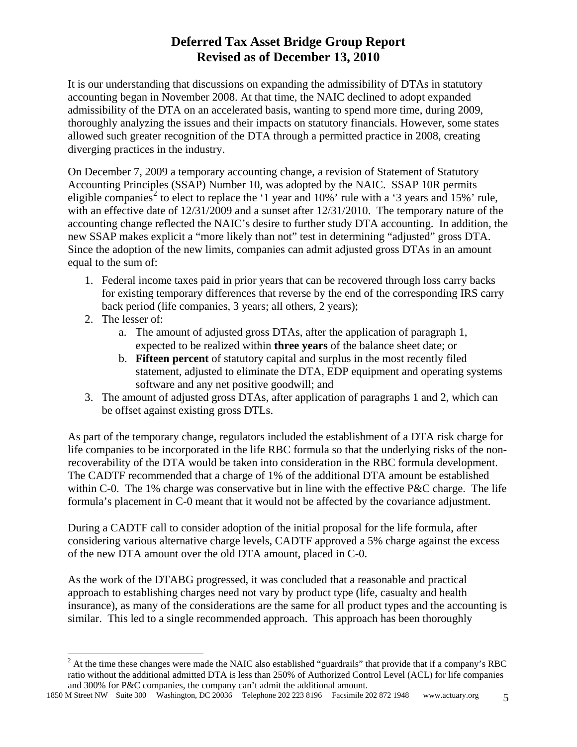# Deferred Tax Asset Bridge Group Report
## Revised as of December 13, 2010

It is our understanding that discussions on expanding the admissibility of DTAs in statutory accounting began in November 2008. At that time, the NAIC declined to adopt expanded admissibility of the DTA on an accelerated basis, wanting to spend more time, during 2009, thoroughly analyzing the issues and their impacts on statutory financials. However, some states allowed such greater recognition of the DTA through a permitted practice in 2008, creating diverging practices in the industry.

On December 7, 2009 a temporary accounting change, a revision of Statement of Statutory Accounting Principles (SSAP) Number 10, was adopted by the NAIC. SSAP 10R permits eligible companies[2] to elect to replace the '1 year and 10%' rule with a '3 years and 15%' rule, with an effective date of 12/31/2009 and a sunset after 12/31/2010. The temporary nature of the accounting change reflected the NAIC's desire to further study DTA accounting. In addition, the new SSAP makes explicit a "more likely than not" test in determining "adjusted" gross DTA. Since the adoption of the new limits, companies can admit adjusted gross DTAs in an amount equal to the sum of:

1. Federal income taxes paid in prior years that can be recovered through loss carry backs for existing temporary differences that reverse by the end of the corresponding IRS carry back period (life companies, 3 years; all others, 2 years);
2. The lesser of:
   a. The amount of adjusted gross DTAs, after the application of paragraph 1, expected to be realized within **three years** of the balance sheet date; or
   b. **Fifteen percent** of statutory capital and surplus in the most recently filed statement, adjusted to eliminate the DTA, EDP equipment and operating systems software and any net positive goodwill; and
3. The amount of adjusted gross DTAs, after application of paragraphs 1 and 2, which can be offset against existing gross DTLs.

As part of the temporary change, regulators included the establishment of a DTA risk charge for life companies to be incorporated in the life RBC formula so that the underlying risks of the non-recoverability of the DTA would be taken into consideration in the RBC formula development. The CADTF recommended that a charge of 1% of the additional DTA amount be established within C-0. The 1% charge was conservative but in line with the effective P&C charge. The life formula's placement in C-0 meant that it would not be affected by the covariance adjustment.

During a CADTF call to consider adoption of the initial proposal for the life formula, after considering various alternative charge levels, CADTF approved a 5% charge against the excess of the new DTA amount over the old DTA amount, placed in C-0.

As the work of the DTABG progressed, it was concluded that a reasonable and practical approach to establishing charges need not vary by product type (life, casualty and health insurance), as many of the considerations are the same for all product types and the accounting is similar. This led to a single recommended approach. This approach has been thoroughly

[2] At the time these changes were made the NAIC also established "guardrails" that provide that if a company's RBC ratio without the additional admitted DTA is less than 250% of Authorized Control Level (ACL) for life companies and 300% for P&C companies, the company can't admit the additional amount.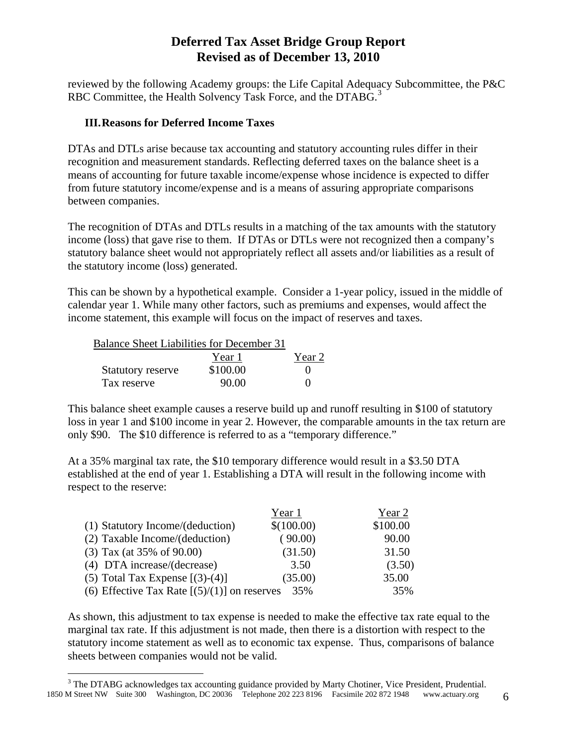reviewed by the following Academy groups: the Life Capital Adequacy Subcommittee, the P&C RBC Committee, the Health Solvency Task Force, and the DTABG.[3]

## III. Reasons for Deferred Income Taxes

DTAs and DTLs arise because tax accounting and statutory accounting rules differ in their recognition and measurement standards. Reflecting deferred taxes on the balance sheet is a means of accounting for future taxable income/expense whose incidence is expected to differ from future statutory income/expense and is a means of assuring appropriate comparisons between companies.

The recognition of DTAs and DTLs results in a matching of the tax amounts with the statutory income (loss) that gave rise to them. If DTAs or DTLs were not recognized then a company's statutory balance sheet would not appropriately reflect all assets and/or liabilities as a result of the statutory income (loss) generated.

This can be shown by a hypothetical example. Consider a 1-year policy, issued in the middle of calendar year 1. While many other factors, such as premiums and expenses, would affect the income statement, this example will focus on the impact of reserves and taxes.

| Balance Sheet Liabilities for December 31 | Year 1 | Year 2 |
|---|---|---|
| Statutory reserve | $100.00 | 0 |
| Tax reserve | 90.00 | 0 |

This balance sheet example causes a reserve build up and runoff resulting in $100 of statutory loss in year 1 and $100 income in year 2. However, the comparable amounts in the tax return are only $90. The $10 difference is referred to as a "temporary difference."

At a 35% marginal tax rate, the $10 temporary difference would result in a $3.50 DTA established at the end of year 1. Establishing a DTA will result in the following income with respect to the reserve:

| | Year 1 | Year 2 |
|---|---|---|
| (1) Statutory Income/(deduction) | $(100.00) | $100.00 |
| (2) Taxable Income/(deduction) | (90.00) | 90.00 |
| (3) Tax (at 35% of 90.00) | (31.50) | 31.50 |
| (4) DTA increase/(decrease) | 3.50 | (3.50) |
| (5) Total Tax Expense [(3)-(4)] | (35.00) | 35.00 |
| (6) Effective Tax Rate [(5)/(1)] on reserves | 35% | 35% |

As shown, this adjustment to tax expense is needed to make the effective tax rate equal to the marginal tax rate. If this adjustment is not made, then there is a distortion with respect to the statutory income statement as well as to economic tax expense. Thus, comparisons of balance sheets between companies would not be valid.

[3] The DTABG acknowledges tax accounting guidance provided by Marty Chotiner, Vice President, Prudential.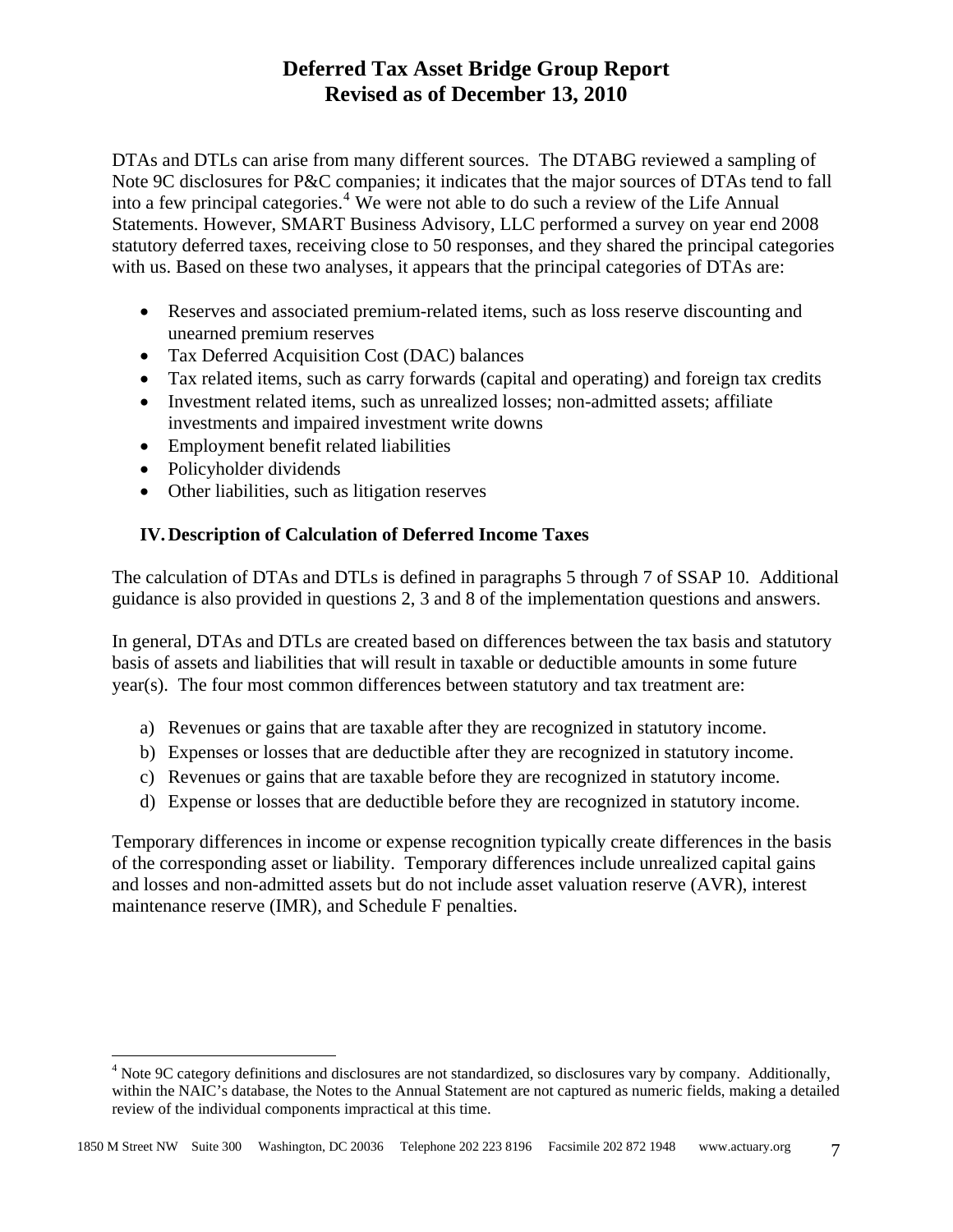DTAs and DTLs can arise from many different sources. The DTABG reviewed a sampling of Note 9C disclosures for P&C companies; it indicates that the major sources of DTAs tend to fall into a few principal categories.[4] We were not able to do such a review of the Life Annual Statements. However, SMART Business Advisory, LLC performed a survey on year end 2008 statutory deferred taxes, receiving close to 50 responses, and they shared the principal categories with us. Based on these two analyses, it appears that the principal categories of DTAs are:

- Reserves and associated premium-related items, such as loss reserve discounting and unearned premium reserves
- Tax Deferred Acquisition Cost (DAC) balances
- Tax related items, such as carry forwards (capital and operating) and foreign tax credits
- Investment related items, such as unrealized losses; non-admitted assets; affiliate investments and impaired investment write downs
- Employment benefit related liabilities
- Policyholder dividends
- Other liabilities, such as litigation reserves

## IV. Description of Calculation of Deferred Income Taxes

The calculation of DTAs and DTLs is defined in paragraphs 5 through 7 of SSAP 10. Additional guidance is also provided in questions 2, 3 and 8 of the implementation questions and answers.

In general, DTAs and DTLs are created based on differences between the tax basis and statutory basis of assets and liabilities that will result in taxable or deductible amounts in some future year(s). The four most common differences between statutory and tax treatment are:

a) Revenues or gains that are taxable after they are recognized in statutory income.
b) Expenses or losses that are deductible after they are recognized in statutory income.
c) Revenues or gains that are taxable before they are recognized in statutory income.
d) Expense or losses that are deductible before they are recognized in statutory income.

Temporary differences in income or expense recognition typically create differences in the basis of the corresponding asset or liability. Temporary differences include unrealized capital gains and losses and non-admitted assets but do not include asset valuation reserve (AVR), interest maintenance reserve (IMR), and Schedule F penalties.

[4] Note 9C category definitions and disclosures are not standardized, so disclosures vary by company. Additionally, within the NAIC's database, the Notes to the Annual Statement are not captured as numeric fields, making a detailed review of the individual components impractical at this time.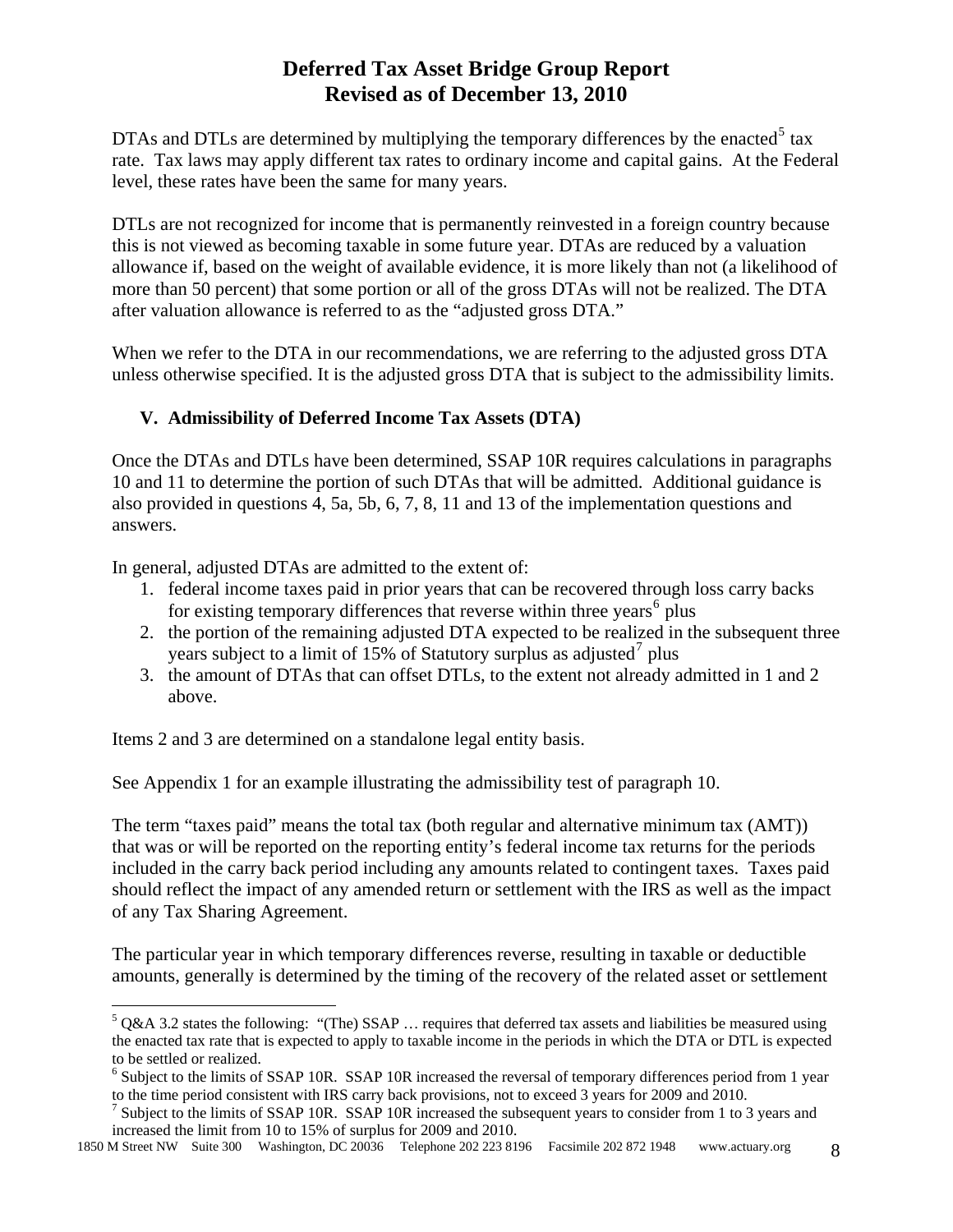DTAs and DTLs are determined by multiplying the temporary differences by the enacted[5] tax rate. Tax laws may apply different tax rates to ordinary income and capital gains. At the Federal level, these rates have been the same for many years.

DTLs are not recognized for income that is permanently reinvested in a foreign country because this is not viewed as becoming taxable in some future year. DTAs are reduced by a valuation allowance if, based on the weight of available evidence, it is more likely than not (a likelihood of more than 50 percent) that some portion or all of the gross DTAs will not be realized. The DTA after valuation allowance is referred to as the "adjusted gross DTA."

When we refer to the DTA in our recommendations, we are referring to the adjusted gross DTA unless otherwise specified. It is the adjusted gross DTA that is subject to the admissibility limits.

## V. Admissibility of Deferred Income Tax Assets (DTA)

Once the DTAs and DTLs have been determined, SSAP 10R requires calculations in paragraphs 10 and 11 to determine the portion of such DTAs that will be admitted. Additional guidance is also provided in questions 4, 5a, 5b, 6, 7, 8, 11 and 13 of the implementation questions and answers.

In general, adjusted DTAs are admitted to the extent of:

1. federal income taxes paid in prior years that can be recovered through loss carry backs for existing temporary differences that reverse within three years[6] plus
2. the portion of the remaining adjusted DTA expected to be realized in the subsequent three years subject to a limit of 15% of Statutory surplus as adjusted[7] plus
3. the amount of DTAs that can offset DTLs, to the extent not already admitted in 1 and 2 above.

Items 2 and 3 are determined on a standalone legal entity basis.

See Appendix 1 for an example illustrating the admissibility test of paragraph 10.

The term "taxes paid" means the total tax (both regular and alternative minimum tax (AMT)) that was or will be reported on the reporting entity's federal income tax returns for the periods included in the carry back period including any amounts related to contingent taxes. Taxes paid should reflect the impact of any amended return or settlement with the IRS as well as the impact of any Tax Sharing Agreement.

The particular year in which temporary differences reverse, resulting in taxable or deductible amounts, generally is determined by the timing of the recovery of the related asset or settlement

---

[5] Q&A 3.2 states the following: "(The) SSAP … requires that deferred tax assets and liabilities be measured using the enacted tax rate that is expected to apply to taxable income in the periods in which the DTA or DTL is expected to be settled or realized.

[6] Subject to the limits of SSAP 10R. SSAP 10R increased the reversal of temporary differences period from 1 year to the time period consistent with IRS carry back provisions, not to exceed 3 years for 2009 and 2010.

[7] Subject to the limits of SSAP 10R. SSAP 10R increased the subsequent years to consider from 1 to 3 years and increased the limit from 10 to 15% of surplus for 2009 and 2010.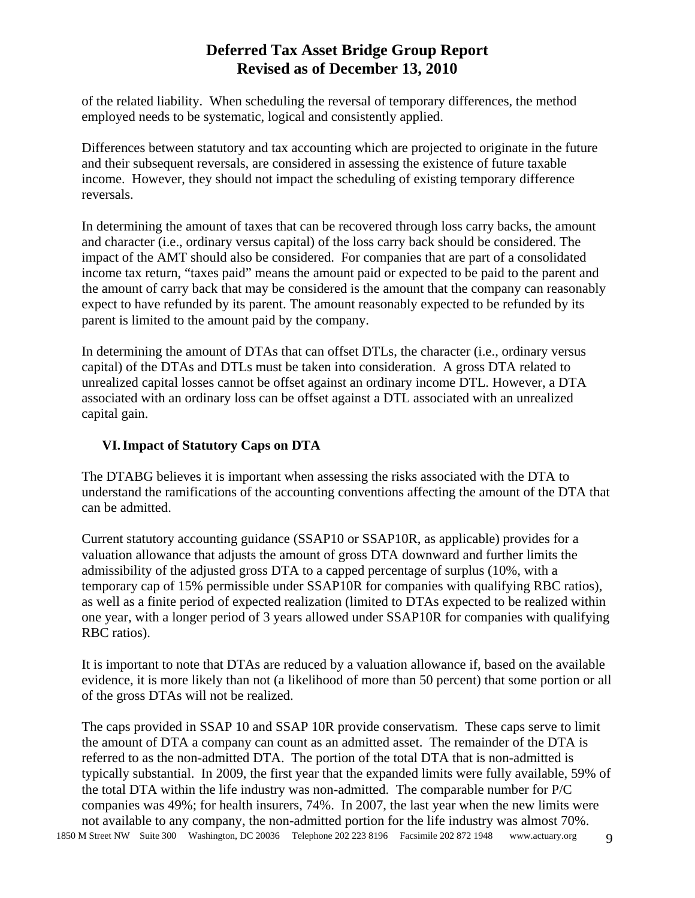of the related liability. When scheduling the reversal of temporary differences, the method employed needs to be systematic, logical and consistently applied.

Differences between statutory and tax accounting which are projected to originate in the future and their subsequent reversals, are considered in assessing the existence of future taxable income. However, they should not impact the scheduling of existing temporary difference reversals.

In determining the amount of taxes that can be recovered through loss carry backs, the amount and character (i.e., ordinary versus capital) of the loss carry back should be considered. The impact of the AMT should also be considered. For companies that are part of a consolidated income tax return, "taxes paid" means the amount paid or expected to be paid to the parent and the amount of carry back that may be considered is the amount that the company can reasonably expect to have refunded by its parent. The amount reasonably expected to be refunded by its parent is limited to the amount paid by the company.

In determining the amount of DTAs that can offset DTLs, the character (i.e., ordinary versus capital) of the DTAs and DTLs must be taken into consideration. A gross DTA related to unrealized capital losses cannot be offset against an ordinary income DTL. However, a DTA associated with an ordinary loss can be offset against a DTL associated with an unrealized capital gain.

## VI. Impact of Statutory Caps on DTA

The DTABG believes it is important when assessing the risks associated with the DTA to understand the ramifications of the accounting conventions affecting the amount of the DTA that can be admitted.

Current statutory accounting guidance (SSAP10 or SSAP10R, as applicable) provides for a valuation allowance that adjusts the amount of gross DTA downward and further limits the admissibility of the adjusted gross DTA to a capped percentage of surplus (10%, with a temporary cap of 15% permissible under SSAP10R for companies with qualifying RBC ratios), as well as a finite period of expected realization (limited to DTAs expected to be realized within one year, with a longer period of 3 years allowed under SSAP10R for companies with qualifying RBC ratios).

It is important to note that DTAs are reduced by a valuation allowance if, based on the available evidence, it is more likely than not (a likelihood of more than 50 percent) that some portion or all of the gross DTAs will not be realized.

The caps provided in SSAP 10 and SSAP 10R provide conservatism. These caps serve to limit the amount of DTA a company can count as an admitted asset. The remainder of the DTA is referred to as the non-admitted DTA. The portion of the total DTA that is non-admitted is typically substantial. In 2009, the first year that the expanded limits were fully available, 59% of the total DTA within the life industry was non-admitted. The comparable number for P/C companies was 49%; for health insurers, 74%. In 2007, the last year when the new limits were not available to any company, the non-admitted portion for the life industry was almost 70%.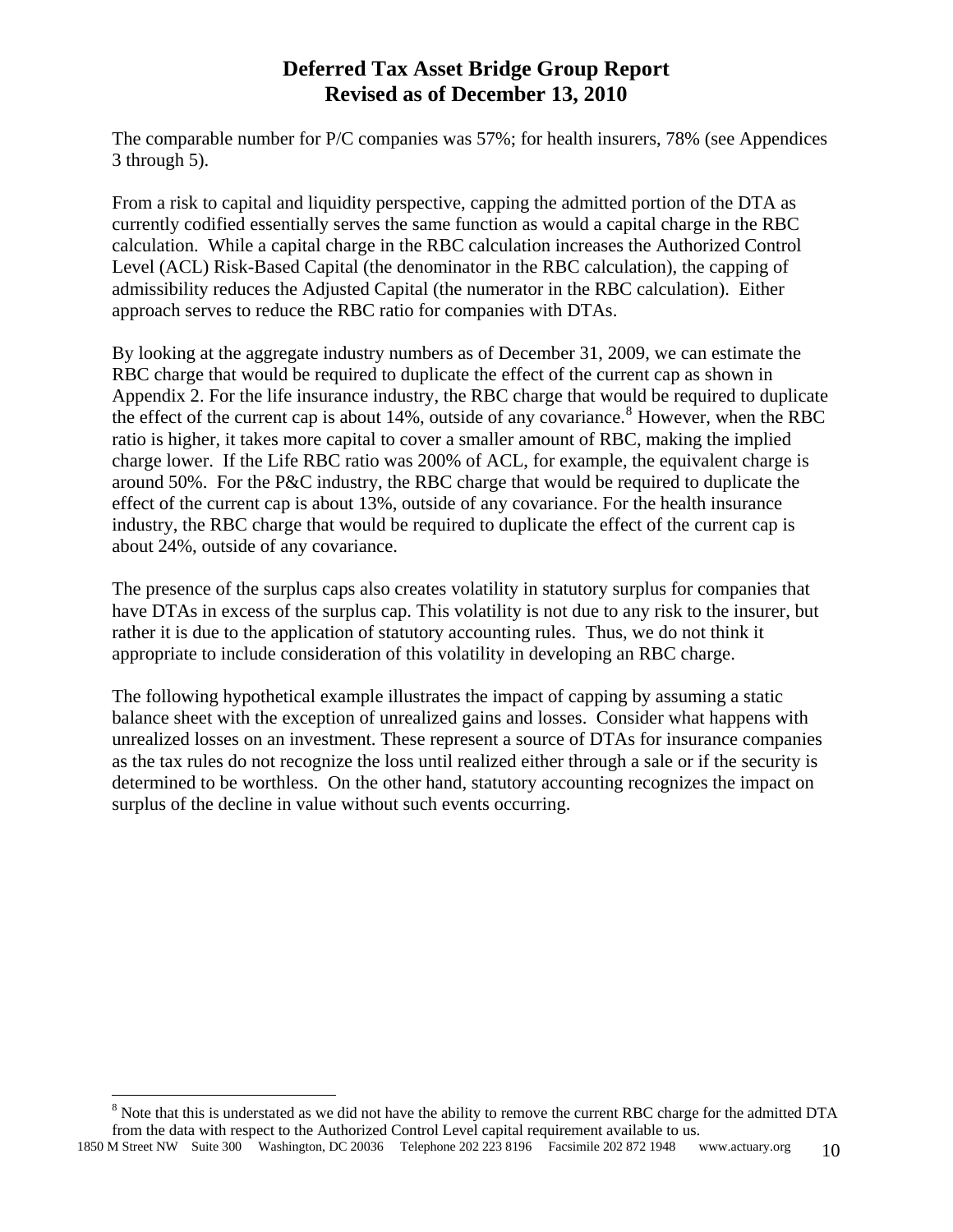The comparable number for P/C companies was 57%; for health insurers, 78% (see Appendices 3 through 5).

From a risk to capital and liquidity perspective, capping the admitted portion of the DTA as currently codified essentially serves the same function as would a capital charge in the RBC calculation. While a capital charge in the RBC calculation increases the Authorized Control Level (ACL) Risk-Based Capital (the denominator in the RBC calculation), the capping of admissibility reduces the Adjusted Capital (the numerator in the RBC calculation). Either approach serves to reduce the RBC ratio for companies with DTAs.

By looking at the aggregate industry numbers as of December 31, 2009, we can estimate the RBC charge that would be required to duplicate the effect of the current cap as shown in Appendix 2. For the life insurance industry, the RBC charge that would be required to duplicate the effect of the current cap is about 14%, outside of any covariance.[8] However, when the RBC ratio is higher, it takes more capital to cover a smaller amount of RBC, making the implied charge lower. If the Life RBC ratio was 200% of ACL, for example, the equivalent charge is around 50%. For the P&C industry, the RBC charge that would be required to duplicate the effect of the current cap is about 13%, outside of any covariance. For the health insurance industry, the RBC charge that would be required to duplicate the effect of the current cap is about 24%, outside of any covariance.

The presence of the surplus caps also creates volatility in statutory surplus for companies that have DTAs in excess of the surplus cap. This volatility is not due to any risk to the insurer, but rather it is due to the application of statutory accounting rules. Thus, we do not think it appropriate to include consideration of this volatility in developing an RBC charge.

The following hypothetical example illustrates the impact of capping by assuming a static balance sheet with the exception of unrealized gains and losses. Consider what happens with unrealized losses on an investment. These represent a source of DTAs for insurance companies as the tax rules do not recognize the loss until realized either through a sale or if the security is determined to be worthless. On the other hand, statutory accounting recognizes the impact on surplus of the decline in value without such events occurring.

[8] Note that this is understated as we did not have the ability to remove the current RBC charge for the admitted DTA from the data with respect to the Authorized Control Level capital requirement available to us.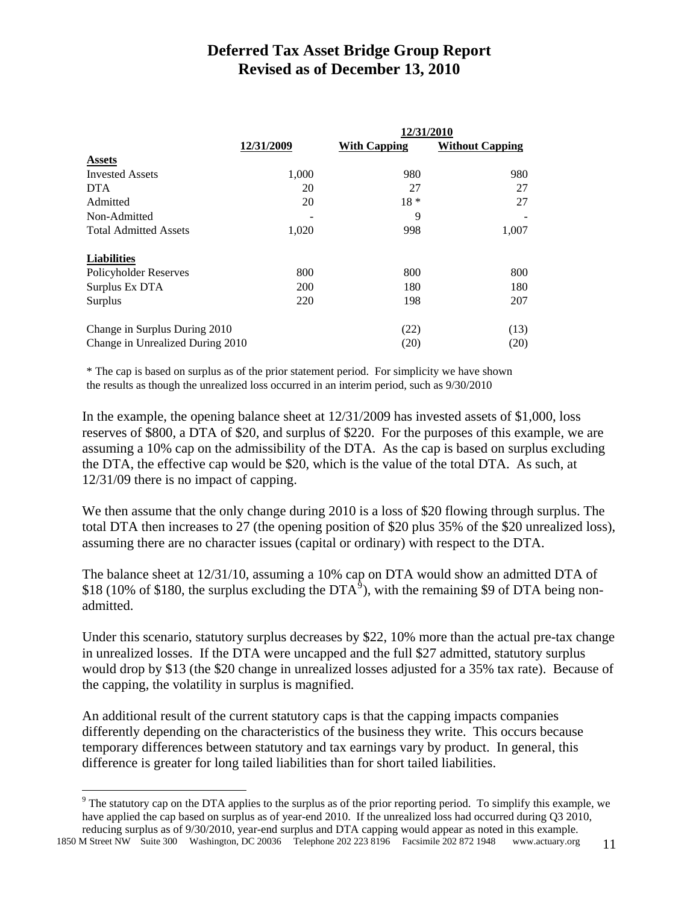# Deferred Tax Asset Bridge Group Report
## Revised as of December 13, 2010

| | 12/31/2009 | 12/31/2010 | |
|---|---|---|---|
| | | With Capping | Without Capping |
| **Assets** | | | |
| Invested Assets | 1,000 | 980 | 980 |
| DTA | 20 | 27 | 27 |
| Admitted | 20 | 18 * | 27 |
| Non-Admitted | - | 9 | - |
| Total Admitted Assets | 1,020 | 998 | 1,007 |
| **Liabilities** | | | |
| Policyholder Reserves | 800 | 800 | 800 |
| Surplus Ex DTA | 200 | 180 | 180 |
| Surplus | 220 | 198 | 207 |
| Change in Surplus During 2010 | | (22) | (13) |
| Change in Unrealized During 2010 | | (20) | (20) |

* The cap is based on surplus as of the prior statement period. For simplicity we have shown the results as though the unrealized loss occurred in an interim period, such as 9/30/2010

In the example, the opening balance sheet at 12/31/2009 has invested assets of $1,000, loss reserves of $800, a DTA of $20, and surplus of $220. For the purposes of this example, we are assuming a 10% cap on the admissibility of the DTA. As the cap is based on surplus excluding the DTA, the effective cap would be $20, which is the value of the total DTA. As such, at 12/31/09 there is no impact of capping.

We then assume that the only change during 2010 is a loss of $20 flowing through surplus. The total DTA then increases to 27 (the opening position of $20 plus 35% of the $20 unrealized loss), assuming there are no character issues (capital or ordinary) with respect to the DTA.

The balance sheet at 12/31/10, assuming a 10% cap on DTA would show an admitted DTA of $18 (10% of $180, the surplus excluding the DTA[9]), with the remaining $9 of DTA being non-admitted.

Under this scenario, statutory surplus decreases by $22, 10% more than the actual pre-tax change in unrealized losses. If the DTA were uncapped and the full $27 admitted, statutory surplus would drop by $13 (the $20 change in unrealized losses adjusted for a 35% tax rate). Because of the capping, the volatility in surplus is magnified.

An additional result of the current statutory caps is that the capping impacts companies differently depending on the characteristics of the business they write. This occurs because temporary differences between statutory and tax earnings vary by product. In general, this difference is greater for long tailed liabilities than for short tailed liabilities.

[9] The statutory cap on the DTA applies to the surplus as of the prior reporting period. To simplify this example, we have applied the cap based on surplus as of year-end 2010. If the unrealized loss had occurred during Q3 2010, reducing surplus as of 9/30/2010, year-end surplus and DTA capping would appear as noted in this example.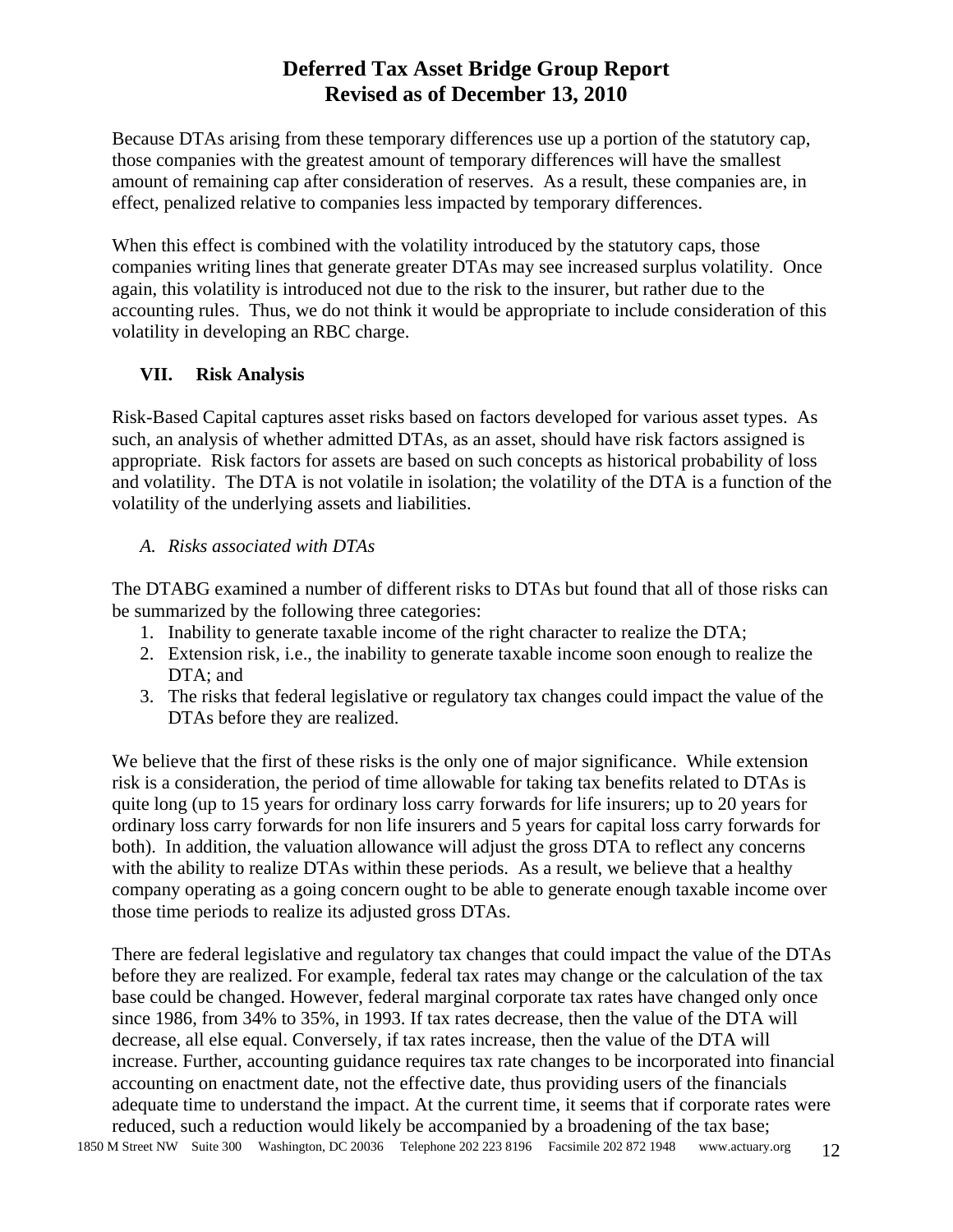Because DTAs arising from these temporary differences use up a portion of the statutory cap, those companies with the greatest amount of temporary differences will have the smallest amount of remaining cap after consideration of reserves. As a result, these companies are, in effect, penalized relative to companies less impacted by temporary differences.

When this effect is combined with the volatility introduced by the statutory caps, those companies writing lines that generate greater DTAs may see increased surplus volatility. Once again, this volatility is introduced not due to the risk to the insurer, but rather due to the accounting rules. Thus, we do not think it would be appropriate to include consideration of this volatility in developing an RBC charge.

## VII. Risk Analysis

Risk-Based Capital captures asset risks based on factors developed for various asset types. As such, an analysis of whether admitted DTAs, as an asset, should have risk factors assigned is appropriate. Risk factors for assets are based on such concepts as historical probability of loss and volatility. The DTA is not volatile in isolation; the volatility of the DTA is a function of the volatility of the underlying assets and liabilities.

### *A. Risks associated with DTAs*

The DTABG examined a number of different risks to DTAs but found that all of those risks can be summarized by the following three categories:

1. Inability to generate taxable income of the right character to realize the DTA;
2. Extension risk, i.e., the inability to generate taxable income soon enough to realize the DTA; and
3. The risks that federal legislative or regulatory tax changes could impact the value of the DTAs before they are realized.

We believe that the first of these risks is the only one of major significance. While extension risk is a consideration, the period of time allowable for taking tax benefits related to DTAs is quite long (up to 15 years for ordinary loss carry forwards for life insurers; up to 20 years for ordinary loss carry forwards for non life insurers and 5 years for capital loss carry forwards for both). In addition, the valuation allowance will adjust the gross DTA to reflect any concerns with the ability to realize DTAs within these periods. As a result, we believe that a healthy company operating as a going concern ought to be able to generate enough taxable income over those time periods to realize its adjusted gross DTAs.

There are federal legislative and regulatory tax changes that could impact the value of the DTAs before they are realized. For example, federal tax rates may change or the calculation of the tax base could be changed. However, federal marginal corporate tax rates have changed only once since 1986, from 34% to 35%, in 1993. If tax rates decrease, then the value of the DTA will decrease, all else equal. Conversely, if tax rates increase, then the value of the DTA will increase. Further, accounting guidance requires tax rate changes to be incorporated into financial accounting on enactment date, not the effective date, thus providing users of the financials adequate time to understand the impact. At the current time, it seems that if corporate rates were reduced, such a reduction would likely be accompanied by a broadening of the tax base;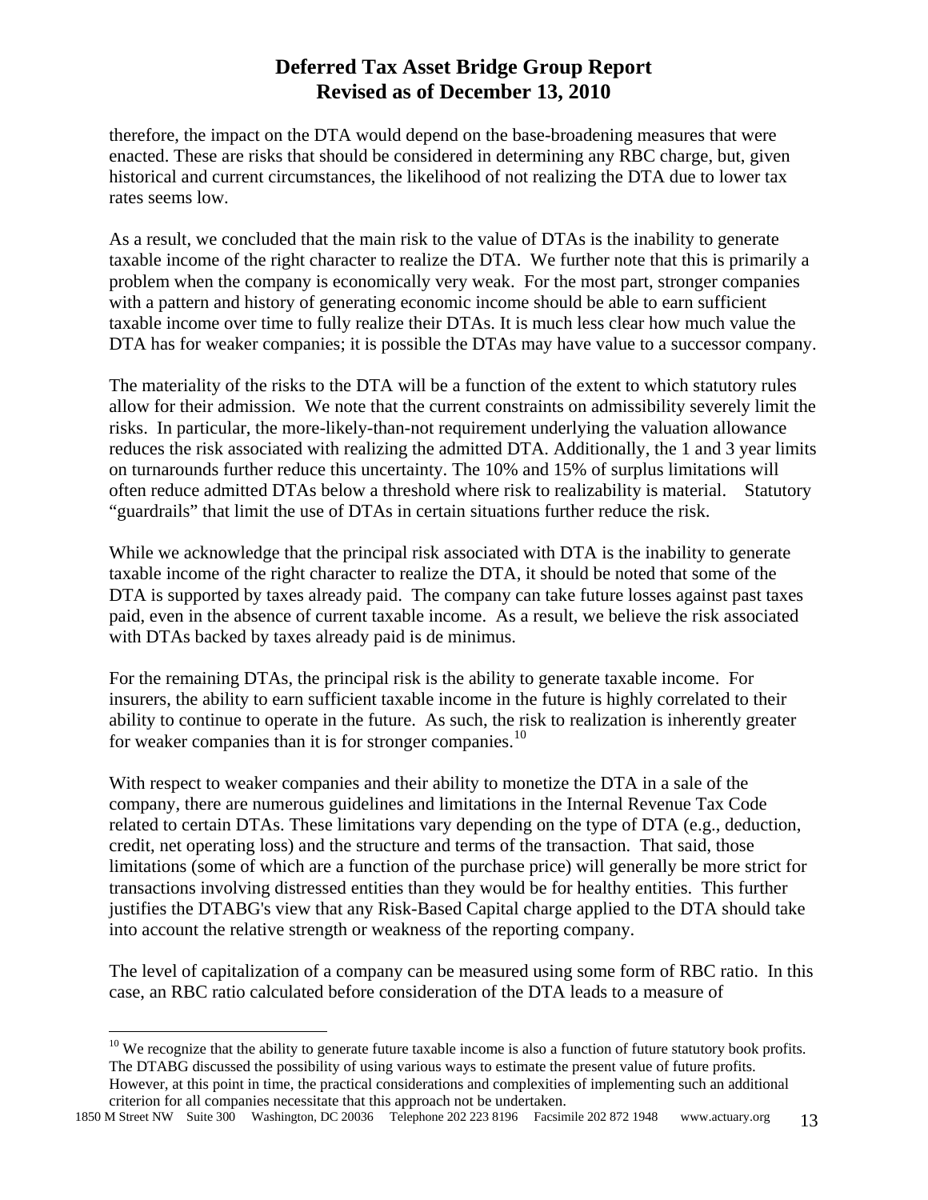therefore, the impact on the DTA would depend on the base-broadening measures that were enacted. These are risks that should be considered in determining any RBC charge, but, given historical and current circumstances, the likelihood of not realizing the DTA due to lower tax rates seems low.

As a result, we concluded that the main risk to the value of DTAs is the inability to generate taxable income of the right character to realize the DTA. We further note that this is primarily a problem when the company is economically very weak. For the most part, stronger companies with a pattern and history of generating economic income should be able to earn sufficient taxable income over time to fully realize their DTAs. It is much less clear how much value the DTA has for weaker companies; it is possible the DTAs may have value to a successor company.

The materiality of the risks to the DTA will be a function of the extent to which statutory rules allow for their admission. We note that the current constraints on admissibility severely limit the risks. In particular, the more-likely-than-not requirement underlying the valuation allowance reduces the risk associated with realizing the admitted DTA. Additionally, the 1 and 3 year limits on turnarounds further reduce this uncertainty. The 10% and 15% of surplus limitations will often reduce admitted DTAs below a threshold where risk to realizability is material. Statutory "guardrails" that limit the use of DTAs in certain situations further reduce the risk.

While we acknowledge that the principal risk associated with DTA is the inability to generate taxable income of the right character to realize the DTA, it should be noted that some of the DTA is supported by taxes already paid. The company can take future losses against past taxes paid, even in the absence of current taxable income. As a result, we believe the risk associated with DTAs backed by taxes already paid is de minimus.

For the remaining DTAs, the principal risk is the ability to generate taxable income. For insurers, the ability to earn sufficient taxable income in the future is highly correlated to their ability to continue to operate in the future. As such, the risk to realization is inherently greater for weaker companies than it is for stronger companies.[10]

With respect to weaker companies and their ability to monetize the DTA in a sale of the company, there are numerous guidelines and limitations in the Internal Revenue Tax Code related to certain DTAs. These limitations vary depending on the type of DTA (e.g., deduction, credit, net operating loss) and the structure and terms of the transaction. That said, those limitations (some of which are a function of the purchase price) will generally be more strict for transactions involving distressed entities than they would be for healthy entities. This further justifies the DTABG's view that any Risk-Based Capital charge applied to the DTA should take into account the relative strength or weakness of the reporting company.

The level of capitalization of a company can be measured using some form of RBC ratio. In this case, an RBC ratio calculated before consideration of the DTA leads to a measure of

[10] We recognize that the ability to generate future taxable income is also a function of future statutory book profits. The DTABG discussed the possibility of using various ways to estimate the present value of future profits. However, at this point in time, the practical considerations and complexities of implementing such an additional criterion for all companies necessitate that this approach not be undertaken.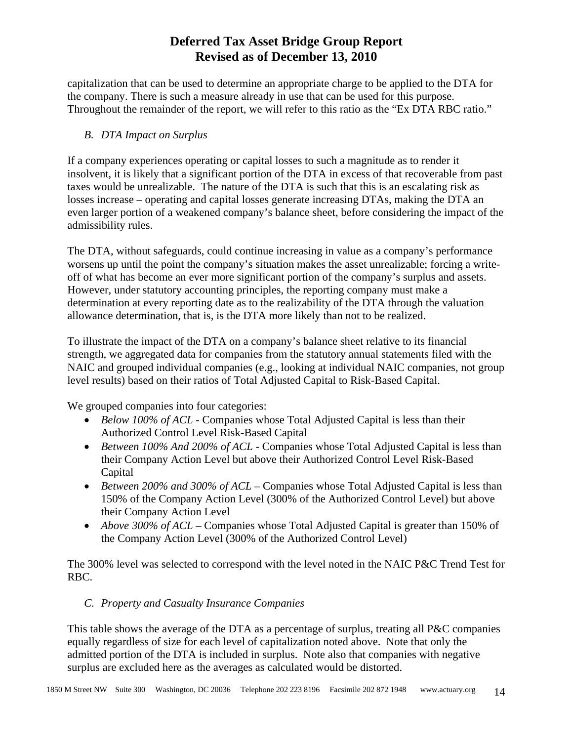capitalization that can be used to determine an appropriate charge to be applied to the DTA for the company. There is such a measure already in use that can be used for this purpose. Throughout the remainder of the report, we will refer to this ratio as the "Ex DTA RBC ratio."

### *B. DTA Impact on Surplus*

If a company experiences operating or capital losses to such a magnitude as to render it insolvent, it is likely that a significant portion of the DTA in excess of that recoverable from past taxes would be unrealizable. The nature of the DTA is such that this is an escalating risk as losses increase – operating and capital losses generate increasing DTAs, making the DTA an even larger portion of a weakened company's balance sheet, before considering the impact of the admissibility rules.

The DTA, without safeguards, could continue increasing in value as a company's performance worsens up until the point the company's situation makes the asset unrealizable; forcing a write-off of what has become an ever more significant portion of the company's surplus and assets. However, under statutory accounting principles, the reporting company must make a determination at every reporting date as to the realizability of the DTA through the valuation allowance determination, that is, is the DTA more likely than not to be realized.

To illustrate the impact of the DTA on a company's balance sheet relative to its financial strength, we aggregated data for companies from the statutory annual statements filed with the NAIC and grouped individual companies (e.g., looking at individual NAIC companies, not group level results) based on their ratios of Total Adjusted Capital to Risk-Based Capital.

We grouped companies into four categories:

- *Below 100% of ACL* - Companies whose Total Adjusted Capital is less than their Authorized Control Level Risk-Based Capital
- *Between 100% And 200% of ACL* - Companies whose Total Adjusted Capital is less than their Company Action Level but above their Authorized Control Level Risk-Based Capital
- *Between 200% and 300% of ACL* – Companies whose Total Adjusted Capital is less than 150% of the Company Action Level (300% of the Authorized Control Level) but above their Company Action Level
- *Above 300% of ACL* – Companies whose Total Adjusted Capital is greater than 150% of the Company Action Level (300% of the Authorized Control Level)

The 300% level was selected to correspond with the level noted in the NAIC P&C Trend Test for RBC.

### *C. Property and Casualty Insurance Companies*

This table shows the average of the DTA as a percentage of surplus, treating all P&C companies equally regardless of size for each level of capitalization noted above. Note that only the admitted portion of the DTA is included in surplus. Note also that companies with negative surplus are excluded here as the averages as calculated would be distorted.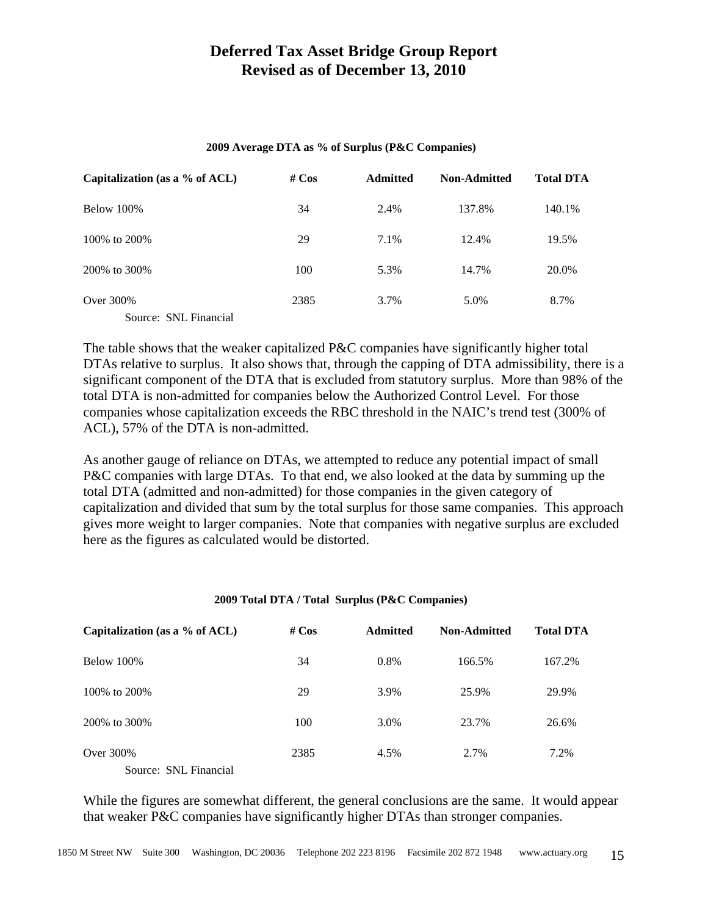# Deferred Tax Asset Bridge Group Report
## Revised as of December 13, 2010

**2009 Average DTA as % of Surplus (P&C Companies)**

| Capitalization (as a % of ACL) | # Cos | Admitted | Non-Admitted | Total DTA |
|---|---|---|---|---|
| Below 100% | 34 | 2.4% | 137.8% | 140.1% |
| 100% to 200% | 29 | 7.1% | 12.4% | 19.5% |
| 200% to 300% | 100 | 5.3% | 14.7% | 20.0% |
| Over 300% | 2385 | 3.7% | 5.0% | 8.7% |

Source: SNL Financial

The table shows that the weaker capitalized P&C companies have significantly higher total DTAs relative to surplus. It also shows that, through the capping of DTA admissibility, there is a significant component of the DTA that is excluded from statutory surplus. More than 98% of the total DTA is non-admitted for companies below the Authorized Control Level. For those companies whose capitalization exceeds the RBC threshold in the NAIC's trend test (300% of ACL), 57% of the DTA is non-admitted.

As another gauge of reliance on DTAs, we attempted to reduce any potential impact of small P&C companies with large DTAs. To that end, we also looked at the data by summing up the total DTA (admitted and non-admitted) for those companies in the given category of capitalization and divided that sum by the total surplus for those same companies. This approach gives more weight to larger companies. Note that companies with negative surplus are excluded here as the figures as calculated would be distorted.

**2009 Total DTA / Total Surplus (P&C Companies)**

| Capitalization (as a % of ACL) | # Cos | Admitted | Non-Admitted | Total DTA |
|---|---|---|---|---|
| Below 100% | 34 | 0.8% | 166.5% | 167.2% |
| 100% to 200% | 29 | 3.9% | 25.9% | 29.9% |
| 200% to 300% | 100 | 3.0% | 23.7% | 26.6% |
| Over 300% | 2385 | 4.5% | 2.7% | 7.2% |

Source: SNL Financial

While the figures are somewhat different, the general conclusions are the same. It would appear that weaker P&C companies have significantly higher DTAs than stronger companies.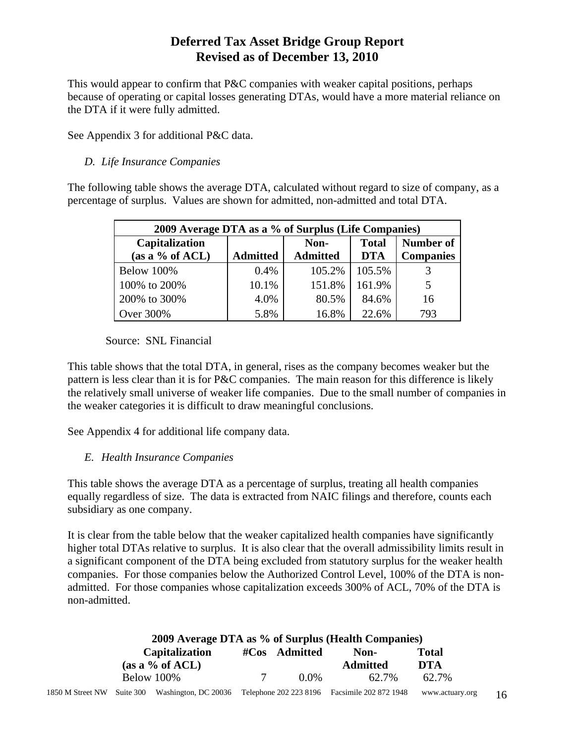This would appear to confirm that P&C companies with weaker capital positions, perhaps because of operating or capital losses generating DTAs, would have a more material reliance on the DTA if it were fully admitted.

See Appendix 3 for additional P&C data.

### *D. Life Insurance Companies*

The following table shows the average DTA, calculated without regard to size of company, as a percentage of surplus. Values are shown for admitted, non-admitted and total DTA.

| 2009 Average DTA as a % of Surplus (Life Companies) | | | | |
|---|---|---|---|---|
| **Capitalization (as a % of ACL)** | **Admitted** | **Non-Admitted** | **Total DTA** | **Number of Companies** |
| Below 100% | 0.4% | 105.2% | 105.5% | 3 |
| 100% to 200% | 10.1% | 151.8% | 161.9% | 5 |
| 200% to 300% | 4.0% | 80.5% | 84.6% | 16 |
| Over 300% | 5.8% | 16.8% | 22.6% | 793 |

Source: SNL Financial

This table shows that the total DTA, in general, rises as the company becomes weaker but the pattern is less clear than it is for P&C companies. The main reason for this difference is likely the relatively small universe of weaker life companies. Due to the small number of companies in the weaker categories it is difficult to draw meaningful conclusions.

See Appendix 4 for additional life company data.

### *E. Health Insurance Companies*

This table shows the average DTA as a percentage of surplus, treating all health companies equally regardless of size. The data is extracted from NAIC filings and therefore, counts each subsidiary as one company.

It is clear from the table below that the weaker capitalized health companies have significantly higher total DTAs relative to surplus. It is also clear that the overall admissibility limits result in a significant component of the DTA being excluded from statutory surplus for the weaker health companies. For those companies below the Authorized Control Level, 100% of the DTA is non-admitted. For those companies whose capitalization exceeds 300% of ACL, 70% of the DTA is non-admitted.

**2009 Average DTA as % of Surplus (Health Companies)**

| Capitalization (as a % of ACL) | #Cos | Admitted | Non-Admitted | Total DTA |
|---|---|---|---|---|
| Below 100% | 7 | 0.0% | 62.7% | 62.7% |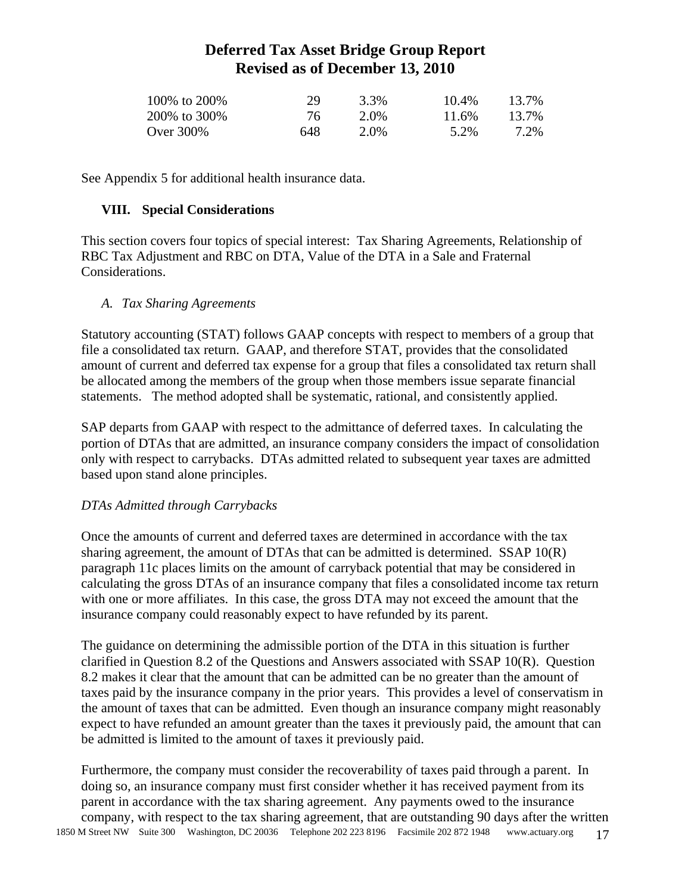| | | | | |
|---|---|---|---|---|
| 100% to 200% | 29 | 3.3% | 10.4% | 13.7% |
| 200% to 300% | 76 | 2.0% | 11.6% | 13.7% |
| Over 300% | 648 | 2.0% | 5.2% | 7.2% |

See Appendix 5 for additional health insurance data.

## VIII. Special Considerations

This section covers four topics of special interest: Tax Sharing Agreements, Relationship of RBC Tax Adjustment and RBC on DTA, Value of the DTA in a Sale and Fraternal Considerations.

### *A. Tax Sharing Agreements*

Statutory accounting (STAT) follows GAAP concepts with respect to members of a group that file a consolidated tax return. GAAP, and therefore STAT, provides that the consolidated amount of current and deferred tax expense for a group that files a consolidated tax return shall be allocated among the members of the group when those members issue separate financial statements. The method adopted shall be systematic, rational, and consistently applied.

SAP departs from GAAP with respect to the admittance of deferred taxes. In calculating the portion of DTAs that are admitted, an insurance company considers the impact of consolidation only with respect to carrybacks. DTAs admitted related to subsequent year taxes are admitted based upon stand alone principles.

*DTAs Admitted through Carrybacks*

Once the amounts of current and deferred taxes are determined in accordance with the tax sharing agreement, the amount of DTAs that can be admitted is determined. SSAP 10(R) paragraph 11c places limits on the amount of carryback potential that may be considered in calculating the gross DTAs of an insurance company that files a consolidated income tax return with one or more affiliates. In this case, the gross DTA may not exceed the amount that the insurance company could reasonably expect to have refunded by its parent.

The guidance on determining the admissible portion of the DTA in this situation is further clarified in Question 8.2 of the Questions and Answers associated with SSAP 10(R). Question 8.2 makes it clear that the amount that can be admitted can be no greater than the amount of taxes paid by the insurance company in the prior years. This provides a level of conservatism in the amount of taxes that can be admitted. Even though an insurance company might reasonably expect to have refunded an amount greater than the taxes it previously paid, the amount that can be admitted is limited to the amount of taxes it previously paid.

Furthermore, the company must consider the recoverability of taxes paid through a parent. In doing so, an insurance company must first consider whether it has received payment from its parent in accordance with the tax sharing agreement. Any payments owed to the insurance company, with respect to the tax sharing agreement, that are outstanding 90 days after the written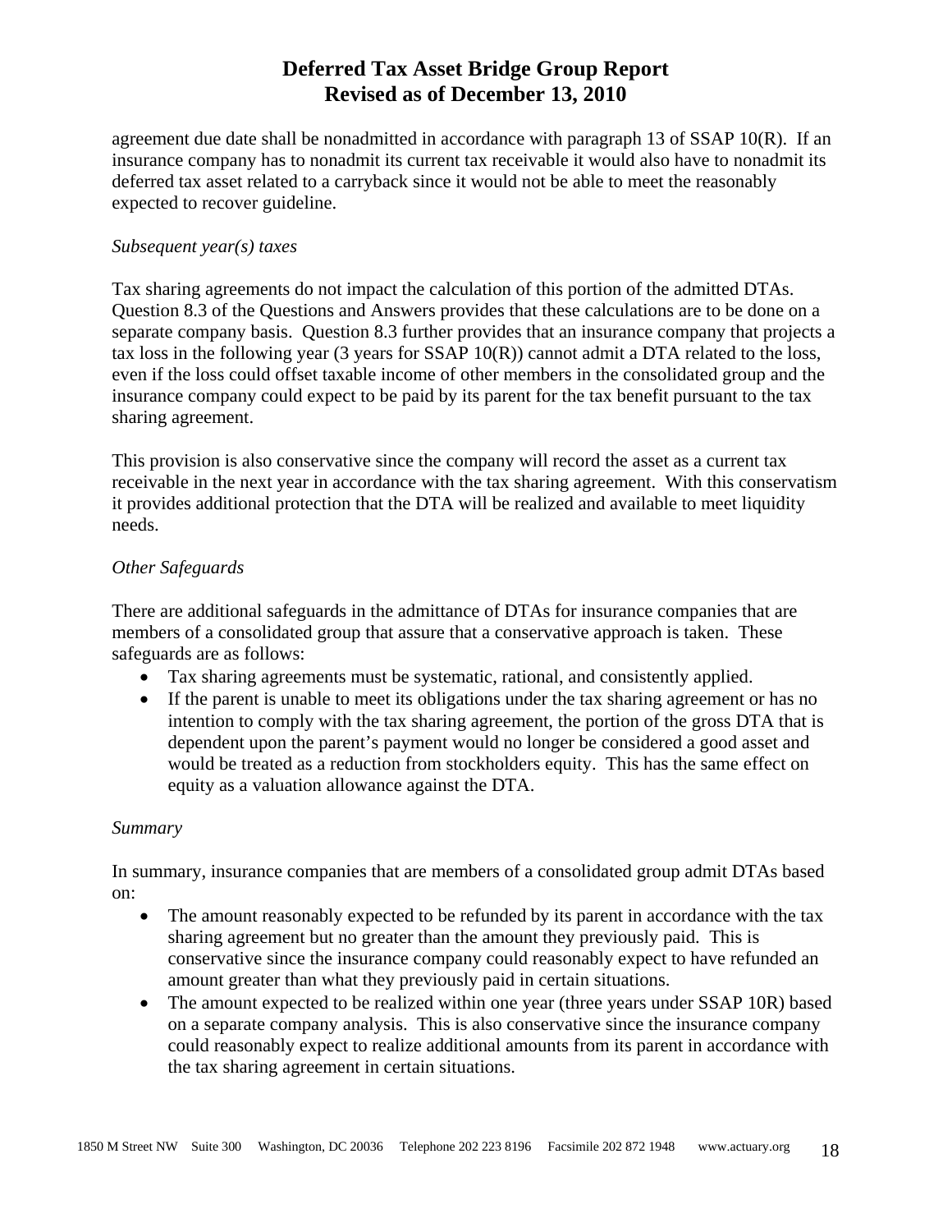agreement due date shall be nonadmitted in accordance with paragraph 13 of SSAP 10(R). If an insurance company has to nonadmit its current tax receivable it would also have to nonadmit its deferred tax asset related to a carryback since it would not be able to meet the reasonably expected to recover guideline.

*Subsequent year(s) taxes*

Tax sharing agreements do not impact the calculation of this portion of the admitted DTAs. Question 8.3 of the Questions and Answers provides that these calculations are to be done on a separate company basis. Question 8.3 further provides that an insurance company that projects a tax loss in the following year (3 years for SSAP 10(R)) cannot admit a DTA related to the loss, even if the loss could offset taxable income of other members in the consolidated group and the insurance company could expect to be paid by its parent for the tax benefit pursuant to the tax sharing agreement.

This provision is also conservative since the company will record the asset as a current tax receivable in the next year in accordance with the tax sharing agreement. With this conservatism it provides additional protection that the DTA will be realized and available to meet liquidity needs.

*Other Safeguards*

There are additional safeguards in the admittance of DTAs for insurance companies that are members of a consolidated group that assure that a conservative approach is taken. These safeguards are as follows:

- Tax sharing agreements must be systematic, rational, and consistently applied.
- If the parent is unable to meet its obligations under the tax sharing agreement or has no intention to comply with the tax sharing agreement, the portion of the gross DTA that is dependent upon the parent's payment would no longer be considered a good asset and would be treated as a reduction from stockholders equity. This has the same effect on equity as a valuation allowance against the DTA.

*Summary*

In summary, insurance companies that are members of a consolidated group admit DTAs based on:

- The amount reasonably expected to be refunded by its parent in accordance with the tax sharing agreement but no greater than the amount they previously paid. This is conservative since the insurance company could reasonably expect to have refunded an amount greater than what they previously paid in certain situations.
- The amount expected to be realized within one year (three years under SSAP 10R) based on a separate company analysis. This is also conservative since the insurance company could reasonably expect to realize additional amounts from its parent in accordance with the tax sharing agreement in certain situations.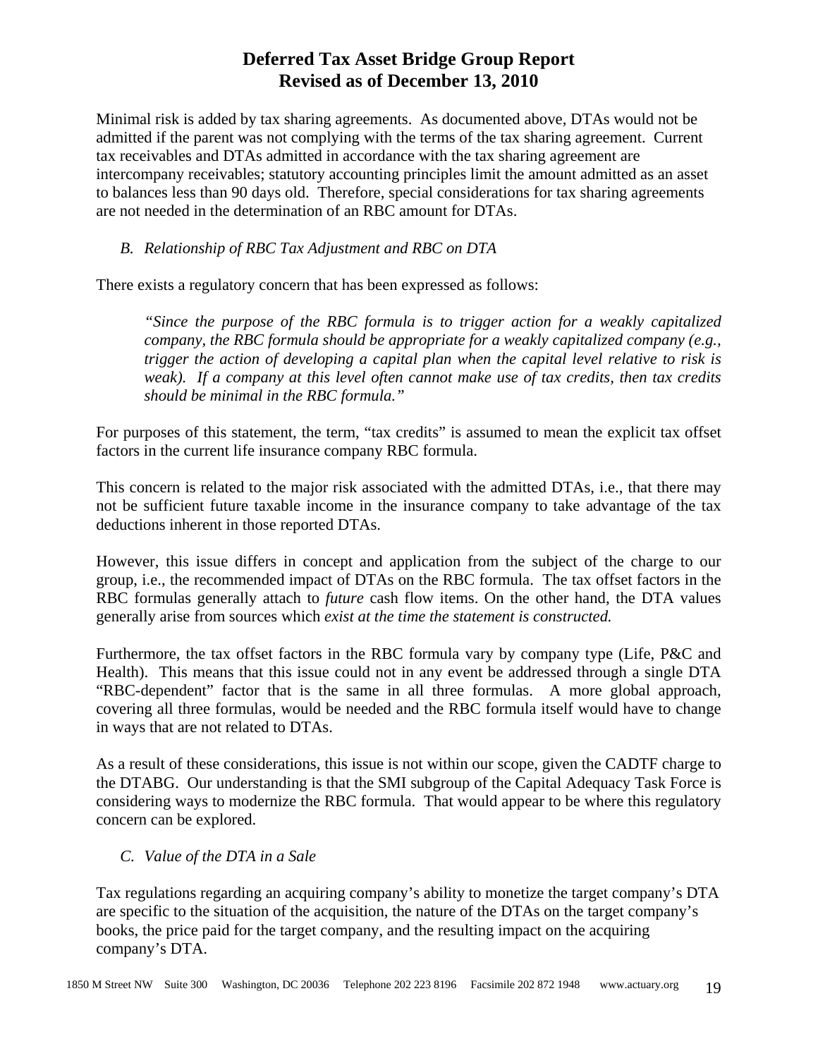Minimal risk is added by tax sharing agreements. As documented above, DTAs would not be admitted if the parent was not complying with the terms of the tax sharing agreement. Current tax receivables and DTAs admitted in accordance with the tax sharing agreement are intercompany receivables; statutory accounting principles limit the amount admitted as an asset to balances less than 90 days old. Therefore, special considerations for tax sharing agreements are not needed in the determination of an RBC amount for DTAs.

### *B. Relationship of RBC Tax Adjustment and RBC on DTA*

There exists a regulatory concern that has been expressed as follows:

> *"Since the purpose of the RBC formula is to trigger action for a weakly capitalized company, the RBC formula should be appropriate for a weakly capitalized company (e.g., trigger the action of developing a capital plan when the capital level relative to risk is weak). If a company at this level often cannot make use of tax credits, then tax credits should be minimal in the RBC formula."*

For purposes of this statement, the term, "tax credits" is assumed to mean the explicit tax offset factors in the current life insurance company RBC formula.

This concern is related to the major risk associated with the admitted DTAs, i.e., that there may not be sufficient future taxable income in the insurance company to take advantage of the tax deductions inherent in those reported DTAs.

However, this issue differs in concept and application from the subject of the charge to our group, i.e., the recommended impact of DTAs on the RBC formula. The tax offset factors in the RBC formulas generally attach to *future* cash flow items. On the other hand, the DTA values generally arise from sources which *exist at the time the statement is constructed.*

Furthermore, the tax offset factors in the RBC formula vary by company type (Life, P&C and Health). This means that this issue could not in any event be addressed through a single DTA "RBC-dependent" factor that is the same in all three formulas. A more global approach, covering all three formulas, would be needed and the RBC formula itself would have to change in ways that are not related to DTAs.

As a result of these considerations, this issue is not within our scope, given the CADTF charge to the DTABG. Our understanding is that the SMI subgroup of the Capital Adequacy Task Force is considering ways to modernize the RBC formula. That would appear to be where this regulatory concern can be explored.

### *C. Value of the DTA in a Sale*

Tax regulations regarding an acquiring company's ability to monetize the target company's DTA are specific to the situation of the acquisition, the nature of the DTAs on the target company's books, the price paid for the target company, and the resulting impact on the acquiring company's DTA.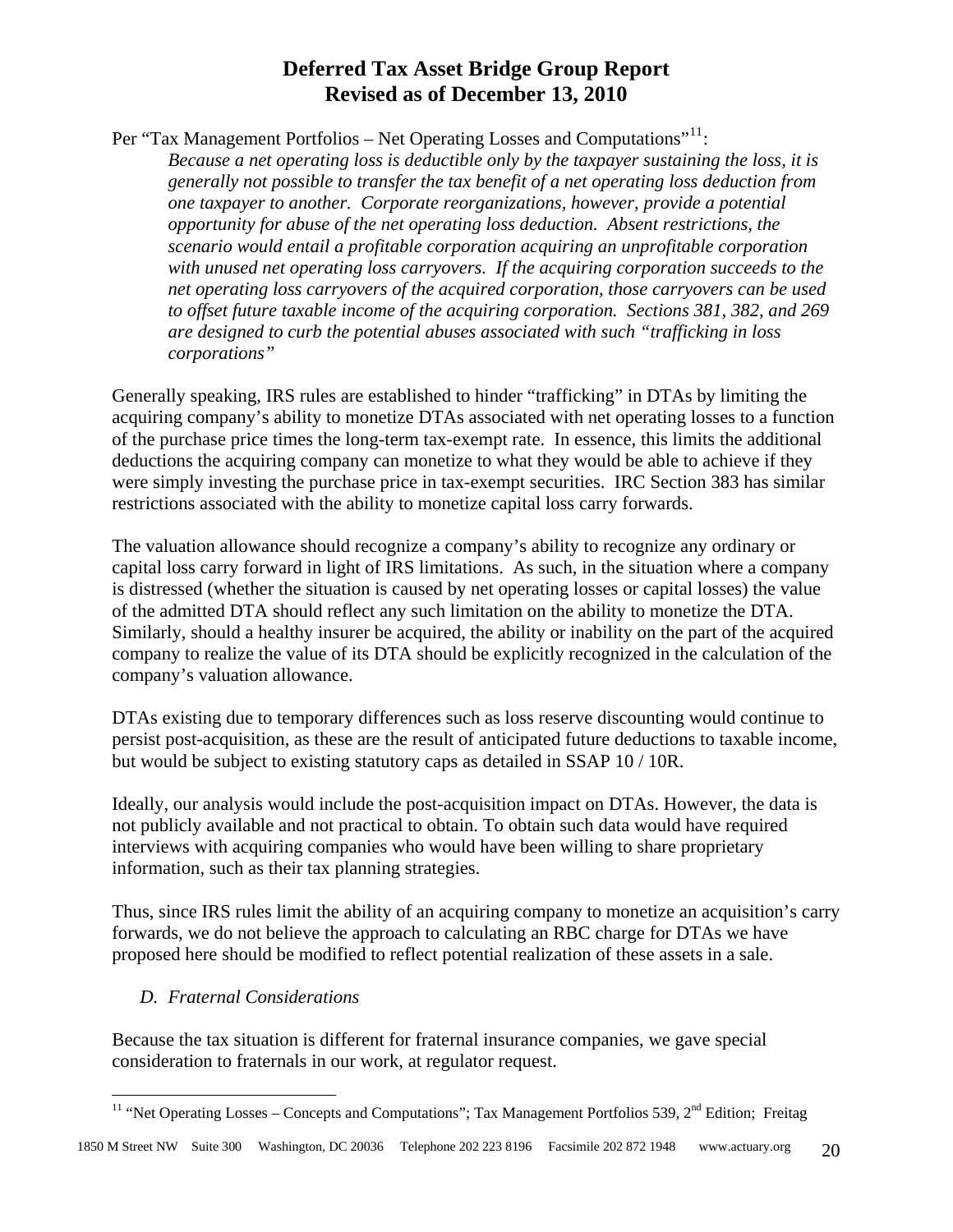Per "Tax Management Portfolios – Net Operating Losses and Computations"[11]:

> *Because a net operating loss is deductible only by the taxpayer sustaining the loss, it is generally not possible to transfer the tax benefit of a net operating loss deduction from one taxpayer to another. Corporate reorganizations, however, provide a potential opportunity for abuse of the net operating loss deduction. Absent restrictions, the scenario would entail a profitable corporation acquiring an unprofitable corporation with unused net operating loss carryovers. If the acquiring corporation succeeds to the net operating loss carryovers of the acquired corporation, those carryovers can be used to offset future taxable income of the acquiring corporation. Sections 381, 382, and 269 are designed to curb the potential abuses associated with such "trafficking in loss corporations"*

Generally speaking, IRS rules are established to hinder "trafficking" in DTAs by limiting the acquiring company's ability to monetize DTAs associated with net operating losses to a function of the purchase price times the long-term tax-exempt rate. In essence, this limits the additional deductions the acquiring company can monetize to what they would be able to achieve if they were simply investing the purchase price in tax-exempt securities. IRC Section 383 has similar restrictions associated with the ability to monetize capital loss carry forwards.

The valuation allowance should recognize a company's ability to recognize any ordinary or capital loss carry forward in light of IRS limitations. As such, in the situation where a company is distressed (whether the situation is caused by net operating losses or capital losses) the value of the admitted DTA should reflect any such limitation on the ability to monetize the DTA. Similarly, should a healthy insurer be acquired, the ability or inability on the part of the acquired company to realize the value of its DTA should be explicitly recognized in the calculation of the company's valuation allowance.

DTAs existing due to temporary differences such as loss reserve discounting would continue to persist post-acquisition, as these are the result of anticipated future deductions to taxable income, but would be subject to existing statutory caps as detailed in SSAP 10 / 10R.

Ideally, our analysis would include the post-acquisition impact on DTAs. However, the data is not publicly available and not practical to obtain. To obtain such data would have required interviews with acquiring companies who would have been willing to share proprietary information, such as their tax planning strategies.

Thus, since IRS rules limit the ability of an acquiring company to monetize an acquisition's carry forwards, we do not believe the approach to calculating an RBC charge for DTAs we have proposed here should be modified to reflect potential realization of these assets in a sale.

### *D. Fraternal Considerations*

Because the tax situation is different for fraternal insurance companies, we gave special consideration to fraternals in our work, at regulator request.

---

[11] "Net Operating Losses – Concepts and Computations"; Tax Management Portfolios 539, 2nd Edition; Freitag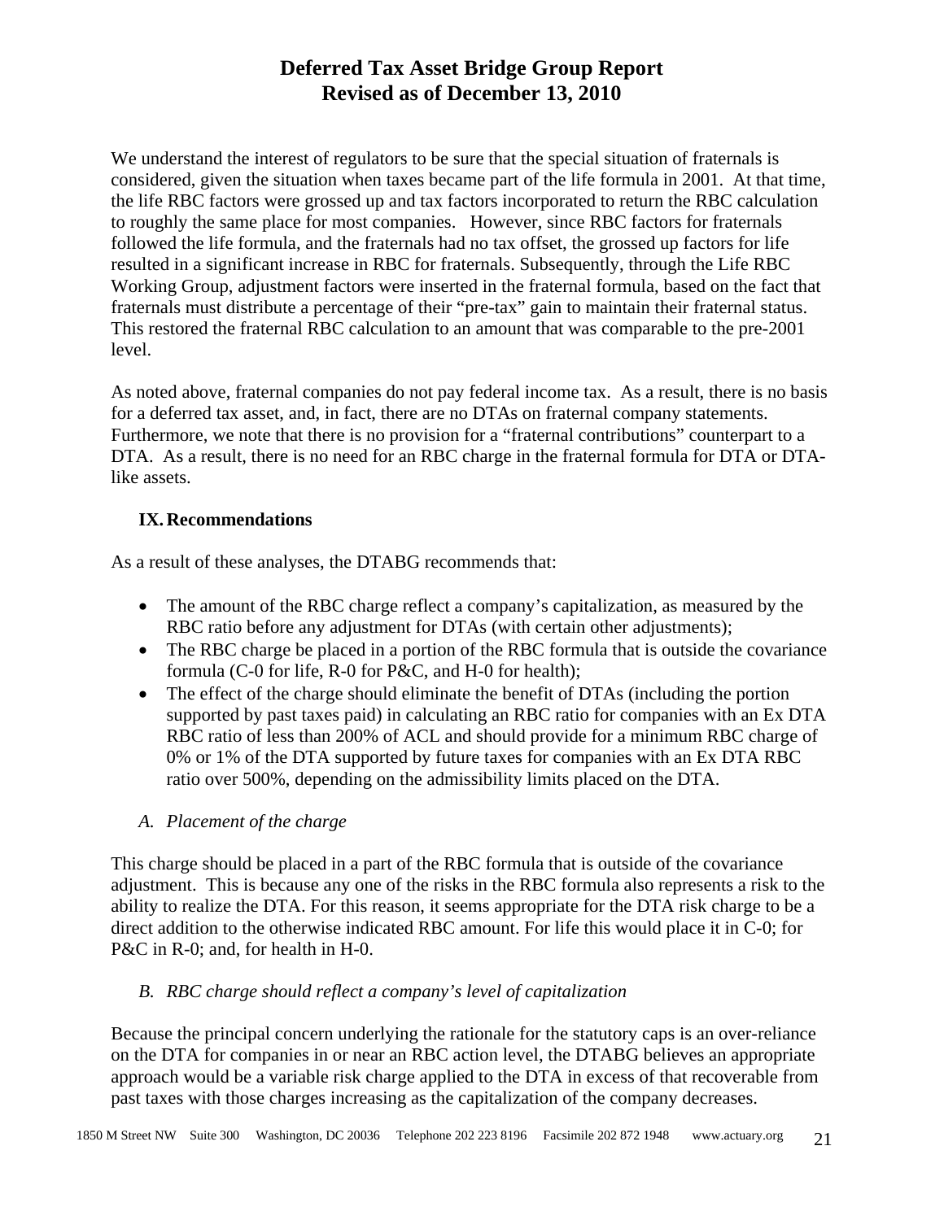We understand the interest of regulators to be sure that the special situation of fraternals is considered, given the situation when taxes became part of the life formula in 2001. At that time, the life RBC factors were grossed up and tax factors incorporated to return the RBC calculation to roughly the same place for most companies. However, since RBC factors for fraternals followed the life formula, and the fraternals had no tax offset, the grossed up factors for life resulted in a significant increase in RBC for fraternals. Subsequently, through the Life RBC Working Group, adjustment factors were inserted in the fraternal formula, based on the fact that fraternals must distribute a percentage of their "pre-tax" gain to maintain their fraternal status. This restored the fraternal RBC calculation to an amount that was comparable to the pre-2001 level.

As noted above, fraternal companies do not pay federal income tax. As a result, there is no basis for a deferred tax asset, and, in fact, there are no DTAs on fraternal company statements. Furthermore, we note that there is no provision for a "fraternal contributions" counterpart to a DTA. As a result, there is no need for an RBC charge in the fraternal formula for DTA or DTA-like assets.

## IX. Recommendations

As a result of these analyses, the DTABG recommends that:

- The amount of the RBC charge reflect a company's capitalization, as measured by the RBC ratio before any adjustment for DTAs (with certain other adjustments);
- The RBC charge be placed in a portion of the RBC formula that is outside the covariance formula (C-0 for life, R-0 for P&C, and H-0 for health);
- The effect of the charge should eliminate the benefit of DTAs (including the portion supported by past taxes paid) in calculating an RBC ratio for companies with an Ex DTA RBC ratio of less than 200% of ACL and should provide for a minimum RBC charge of 0% or 1% of the DTA supported by future taxes for companies with an Ex DTA RBC ratio over 500%, depending on the admissibility limits placed on the DTA.

### *A. Placement of the charge*

This charge should be placed in a part of the RBC formula that is outside of the covariance adjustment. This is because any one of the risks in the RBC formula also represents a risk to the ability to realize the DTA. For this reason, it seems appropriate for the DTA risk charge to be a direct addition to the otherwise indicated RBC amount. For life this would place it in C-0; for P&C in R-0; and, for health in H-0.

### *B. RBC charge should reflect a company's level of capitalization*

Because the principal concern underlying the rationale for the statutory caps is an over-reliance on the DTA for companies in or near an RBC action level, the DTABG believes an appropriate approach would be a variable risk charge applied to the DTA in excess of that recoverable from past taxes with those charges increasing as the capitalization of the company decreases.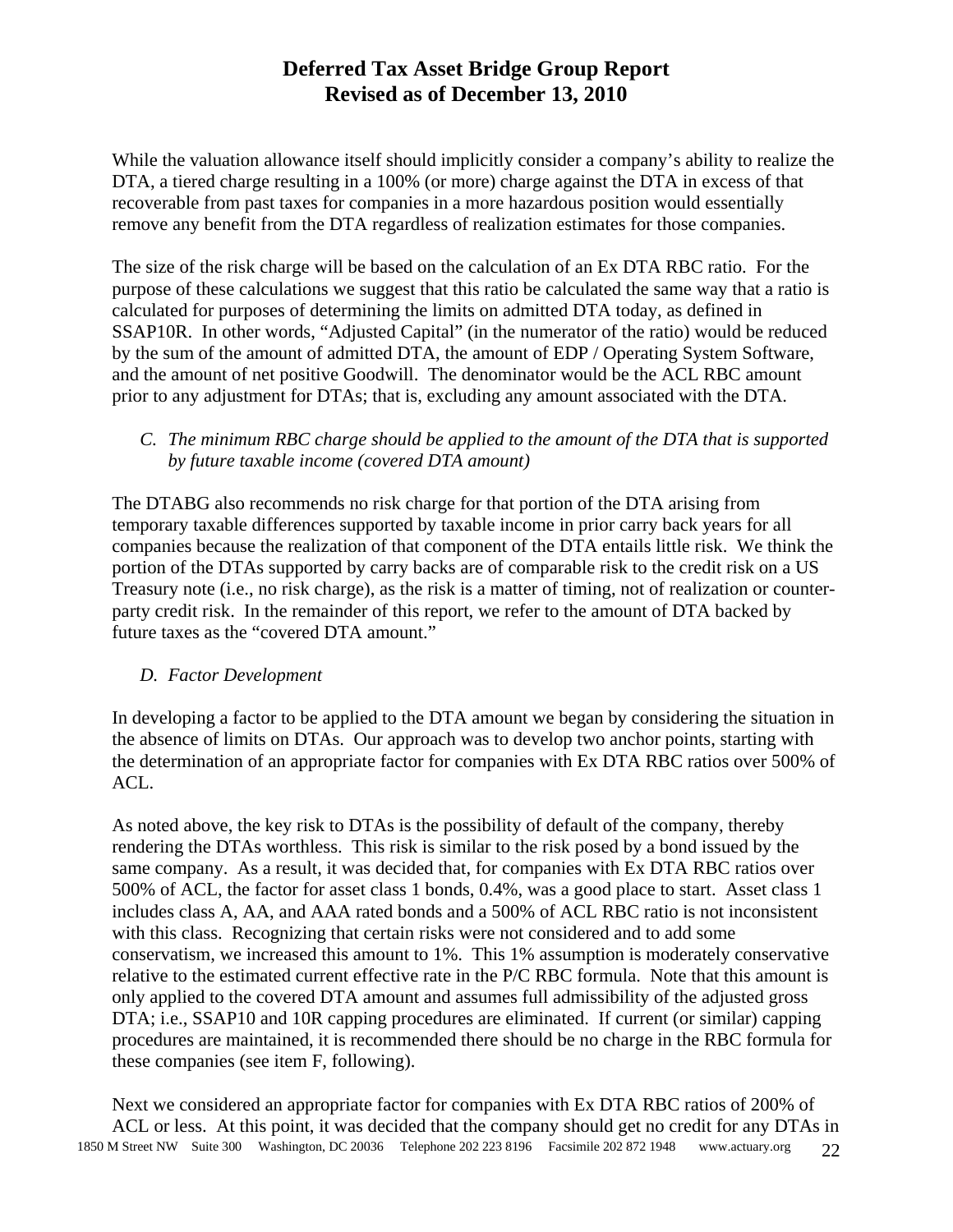While the valuation allowance itself should implicitly consider a company's ability to realize the DTA, a tiered charge resulting in a 100% (or more) charge against the DTA in excess of that recoverable from past taxes for companies in a more hazardous position would essentially remove any benefit from the DTA regardless of realization estimates for those companies.

The size of the risk charge will be based on the calculation of an Ex DTA RBC ratio. For the purpose of these calculations we suggest that this ratio be calculated the same way that a ratio is calculated for purposes of determining the limits on admitted DTA today, as defined in SSAP10R. In other words, "Adjusted Capital" (in the numerator of the ratio) would be reduced by the sum of the amount of admitted DTA, the amount of EDP / Operating System Software, and the amount of net positive Goodwill. The denominator would be the ACL RBC amount prior to any adjustment for DTAs; that is, excluding any amount associated with the DTA.

*C. The minimum RBC charge should be applied to the amount of the DTA that is supported by future taxable income (covered DTA amount)*

The DTABG also recommends no risk charge for that portion of the DTA arising from temporary taxable differences supported by taxable income in prior carry back years for all companies because the realization of that component of the DTA entails little risk. We think the portion of the DTAs supported by carry backs are of comparable risk to the credit risk on a US Treasury note (i.e., no risk charge), as the risk is a matter of timing, not of realization or counter-party credit risk. In the remainder of this report, we refer to the amount of DTA backed by future taxes as the "covered DTA amount."

*D. Factor Development*

In developing a factor to be applied to the DTA amount we began by considering the situation in the absence of limits on DTAs. Our approach was to develop two anchor points, starting with the determination of an appropriate factor for companies with Ex DTA RBC ratios over 500% of ACL.

As noted above, the key risk to DTAs is the possibility of default of the company, thereby rendering the DTAs worthless. This risk is similar to the risk posed by a bond issued by the same company. As a result, it was decided that, for companies with Ex DTA RBC ratios over 500% of ACL, the factor for asset class 1 bonds, 0.4%, was a good place to start. Asset class 1 includes class A, AA, and AAA rated bonds and a 500% of ACL RBC ratio is not inconsistent with this class. Recognizing that certain risks were not considered and to add some conservatism, we increased this amount to 1%. This 1% assumption is moderately conservative relative to the estimated current effective rate in the P/C RBC formula. Note that this amount is only applied to the covered DTA amount and assumes full admissibility of the adjusted gross DTA; i.e., SSAP10 and 10R capping procedures are eliminated. If current (or similar) capping procedures are maintained, it is recommended there should be no charge in the RBC formula for these companies (see item F, following).

Next we considered an appropriate factor for companies with Ex DTA RBC ratios of 200% of ACL or less. At this point, it was decided that the company should get no credit for any DTAs in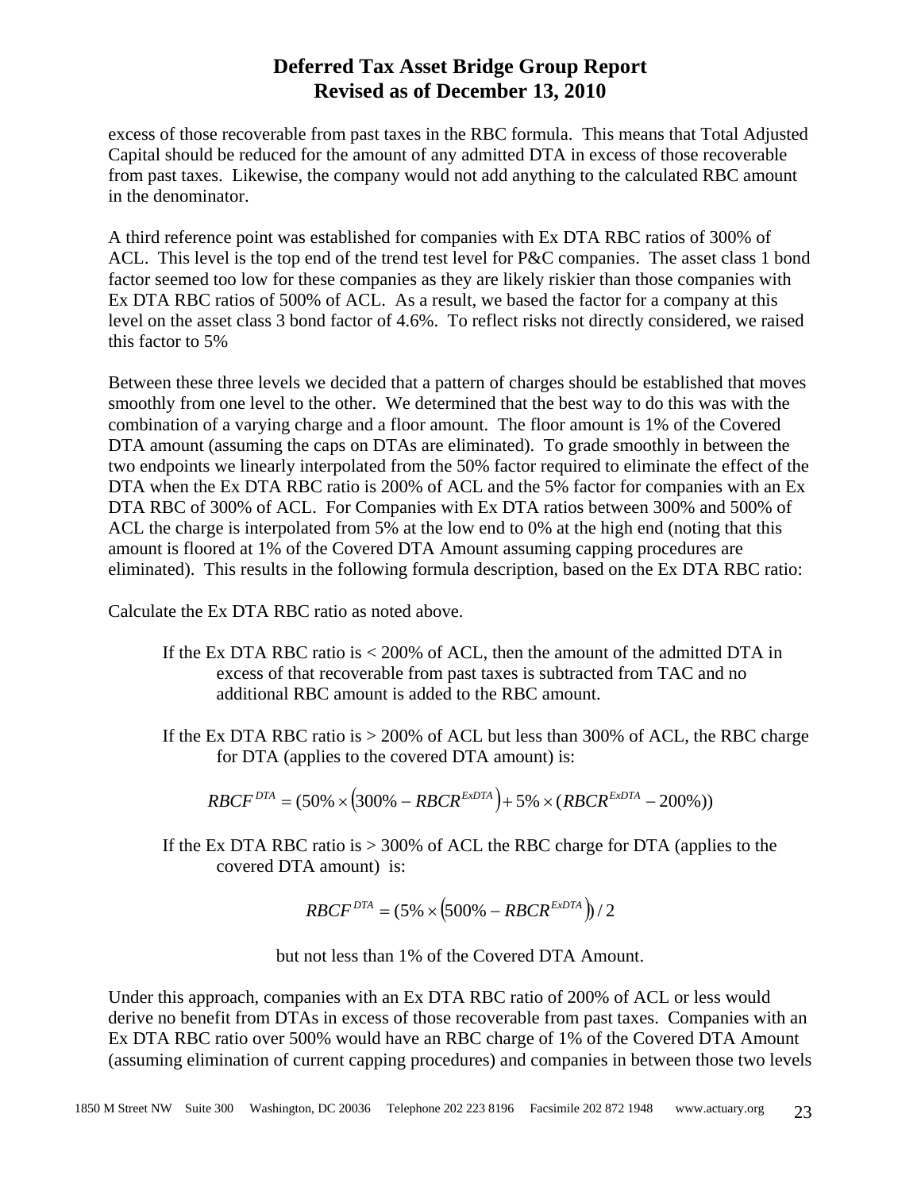excess of those recoverable from past taxes in the RBC formula. This means that Total Adjusted Capital should be reduced for the amount of any admitted DTA in excess of those recoverable from past taxes. Likewise, the company would not add anything to the calculated RBC amount in the denominator.

A third reference point was established for companies with Ex DTA RBC ratios of 300% of ACL. This level is the top end of the trend test level for P&C companies. The asset class 1 bond factor seemed too low for these companies as they are likely riskier than those companies with Ex DTA RBC ratios of 500% of ACL. As a result, we based the factor for a company at this level on the asset class 3 bond factor of 4.6%. To reflect risks not directly considered, we raised this factor to 5%

Between these three levels we decided that a pattern of charges should be established that moves smoothly from one level to the other. We determined that the best way to do this was with the combination of a varying charge and a floor amount. The floor amount is 1% of the Covered DTA amount (assuming the caps on DTAs are eliminated). To grade smoothly in between the two endpoints we linearly interpolated from the 50% factor required to eliminate the effect of the DTA when the Ex DTA RBC ratio is 200% of ACL and the 5% factor for companies with an Ex DTA RBC of 300% of ACL. For Companies with Ex DTA ratios between 300% and 500% of ACL the charge is interpolated from 5% at the low end to 0% at the high end (noting that this amount is floored at 1% of the Covered DTA Amount assuming capping procedures are eliminated). This results in the following formula description, based on the Ex DTA RBC ratio:

Calculate the Ex DTA RBC ratio as noted above.

If the Ex DTA RBC ratio is < 200% of ACL, then the amount of the admitted DTA in excess of that recoverable from past taxes is subtracted from TAC and no additional RBC amount is added to the RBC amount.

If the Ex DTA RBC ratio is > 200% of ACL but less than 300% of ACL, the RBC charge for DTA (applies to the covered DTA amount) is:

$$RBCF^{DTA} = (50\% \times \left(300\% - RBCR^{ExDTA}\right) + 5\% \times (RBCR^{ExDTA} - 200\%))$$

If the Ex DTA RBC ratio is > 300% of ACL the RBC charge for DTA (applies to the covered DTA amount) is:

$$RBCF^{DTA} = (5\% \times \left(500\% - RBCR^{ExDTA}\right)) / 2$$

but not less than 1% of the Covered DTA Amount.

Under this approach, companies with an Ex DTA RBC ratio of 200% of ACL or less would derive no benefit from DTAs in excess of those recoverable from past taxes. Companies with an Ex DTA RBC ratio over 500% would have an RBC charge of 1% of the Covered DTA Amount (assuming elimination of current capping procedures) and companies in between those two levels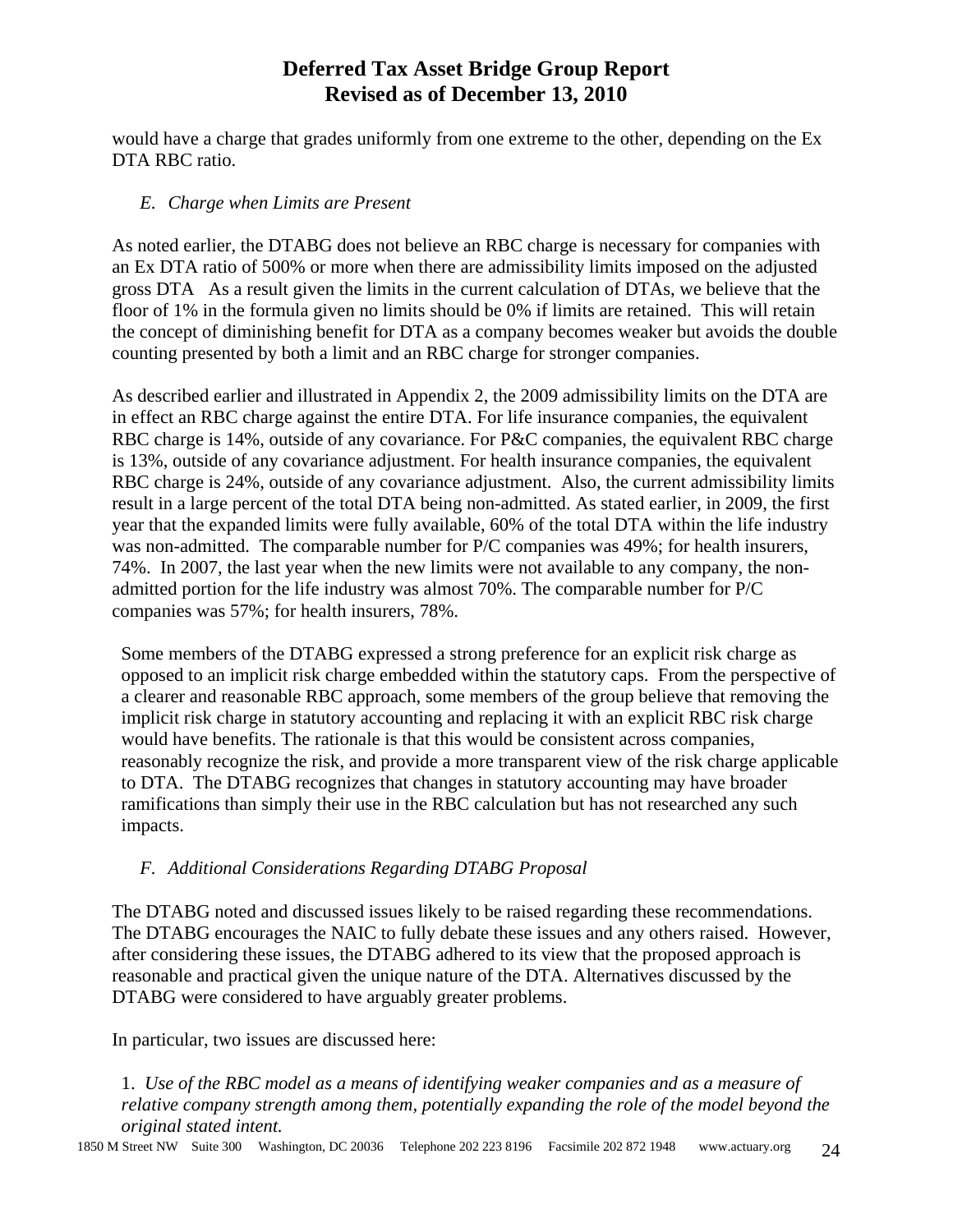would have a charge that grades uniformly from one extreme to the other, depending on the Ex DTA RBC ratio.

*E. Charge when Limits are Present*

As noted earlier, the DTABG does not believe an RBC charge is necessary for companies with an Ex DTA ratio of 500% or more when there are admissibility limits imposed on the adjusted gross DTA As a result given the limits in the current calculation of DTAs, we believe that the floor of 1% in the formula given no limits should be 0% if limits are retained. This will retain the concept of diminishing benefit for DTA as a company becomes weaker but avoids the double counting presented by both a limit and an RBC charge for stronger companies.

As described earlier and illustrated in Appendix 2, the 2009 admissibility limits on the DTA are in effect an RBC charge against the entire DTA. For life insurance companies, the equivalent RBC charge is 14%, outside of any covariance. For P&C companies, the equivalent RBC charge is 13%, outside of any covariance adjustment. For health insurance companies, the equivalent RBC charge is 24%, outside of any covariance adjustment. Also, the current admissibility limits result in a large percent of the total DTA being non-admitted. As stated earlier, in 2009, the first year that the expanded limits were fully available, 60% of the total DTA within the life industry was non-admitted. The comparable number for P/C companies was 49%; for health insurers, 74%. In 2007, the last year when the new limits were not available to any company, the non-admitted portion for the life industry was almost 70%. The comparable number for P/C companies was 57%; for health insurers, 78%.

Some members of the DTABG expressed a strong preference for an explicit risk charge as opposed to an implicit risk charge embedded within the statutory caps. From the perspective of a clearer and reasonable RBC approach, some members of the group believe that removing the implicit risk charge in statutory accounting and replacing it with an explicit RBC risk charge would have benefits. The rationale is that this would be consistent across companies, reasonably recognize the risk, and provide a more transparent view of the risk charge applicable to DTA. The DTABG recognizes that changes in statutory accounting may have broader ramifications than simply their use in the RBC calculation but has not researched any such impacts.

*F. Additional Considerations Regarding DTABG Proposal*

The DTABG noted and discussed issues likely to be raised regarding these recommendations. The DTABG encourages the NAIC to fully debate these issues and any others raised. However, after considering these issues, the DTABG adhered to its view that the proposed approach is reasonable and practical given the unique nature of the DTA. Alternatives discussed by the DTABG were considered to have arguably greater problems.

In particular, two issues are discussed here:

1. *Use of the RBC model as a means of identifying weaker companies and as a measure of relative company strength among them, potentially expanding the role of the model beyond the original stated intent.*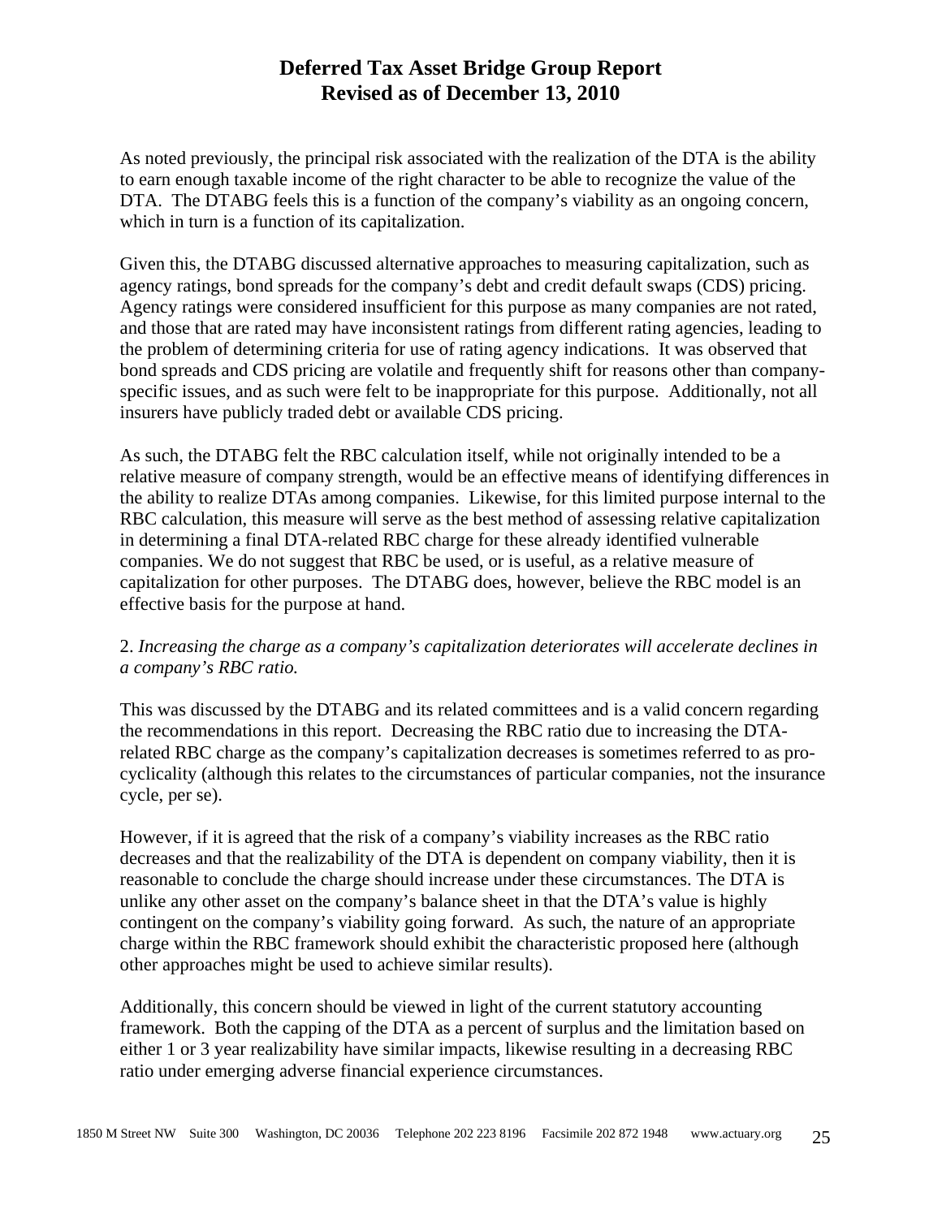As noted previously, the principal risk associated with the realization of the DTA is the ability to earn enough taxable income of the right character to be able to recognize the value of the DTA. The DTABG feels this is a function of the company's viability as an ongoing concern, which in turn is a function of its capitalization.

Given this, the DTABG discussed alternative approaches to measuring capitalization, such as agency ratings, bond spreads for the company's debt and credit default swaps (CDS) pricing. Agency ratings were considered insufficient for this purpose as many companies are not rated, and those that are rated may have inconsistent ratings from different rating agencies, leading to the problem of determining criteria for use of rating agency indications. It was observed that bond spreads and CDS pricing are volatile and frequently shift for reasons other than company-specific issues, and as such were felt to be inappropriate for this purpose. Additionally, not all insurers have publicly traded debt or available CDS pricing.

As such, the DTABG felt the RBC calculation itself, while not originally intended to be a relative measure of company strength, would be an effective means of identifying differences in the ability to realize DTAs among companies. Likewise, for this limited purpose internal to the RBC calculation, this measure will serve as the best method of assessing relative capitalization in determining a final DTA-related RBC charge for these already identified vulnerable companies. We do not suggest that RBC be used, or is useful, as a relative measure of capitalization for other purposes. The DTABG does, however, believe the RBC model is an effective basis for the purpose at hand.

2. *Increasing the charge as a company's capitalization deteriorates will accelerate declines in a company's RBC ratio.*

This was discussed by the DTABG and its related committees and is a valid concern regarding the recommendations in this report. Decreasing the RBC ratio due to increasing the DTA-related RBC charge as the company's capitalization decreases is sometimes referred to as pro-cyclicality (although this relates to the circumstances of particular companies, not the insurance cycle, per se).

However, if it is agreed that the risk of a company's viability increases as the RBC ratio decreases and that the realizability of the DTA is dependent on company viability, then it is reasonable to conclude the charge should increase under these circumstances. The DTA is unlike any other asset on the company's balance sheet in that the DTA's value is highly contingent on the company's viability going forward. As such, the nature of an appropriate charge within the RBC framework should exhibit the characteristic proposed here (although other approaches might be used to achieve similar results).

Additionally, this concern should be viewed in light of the current statutory accounting framework. Both the capping of the DTA as a percent of surplus and the limitation based on either 1 or 3 year realizability have similar impacts, likewise resulting in a decreasing RBC ratio under emerging adverse financial experience circumstances.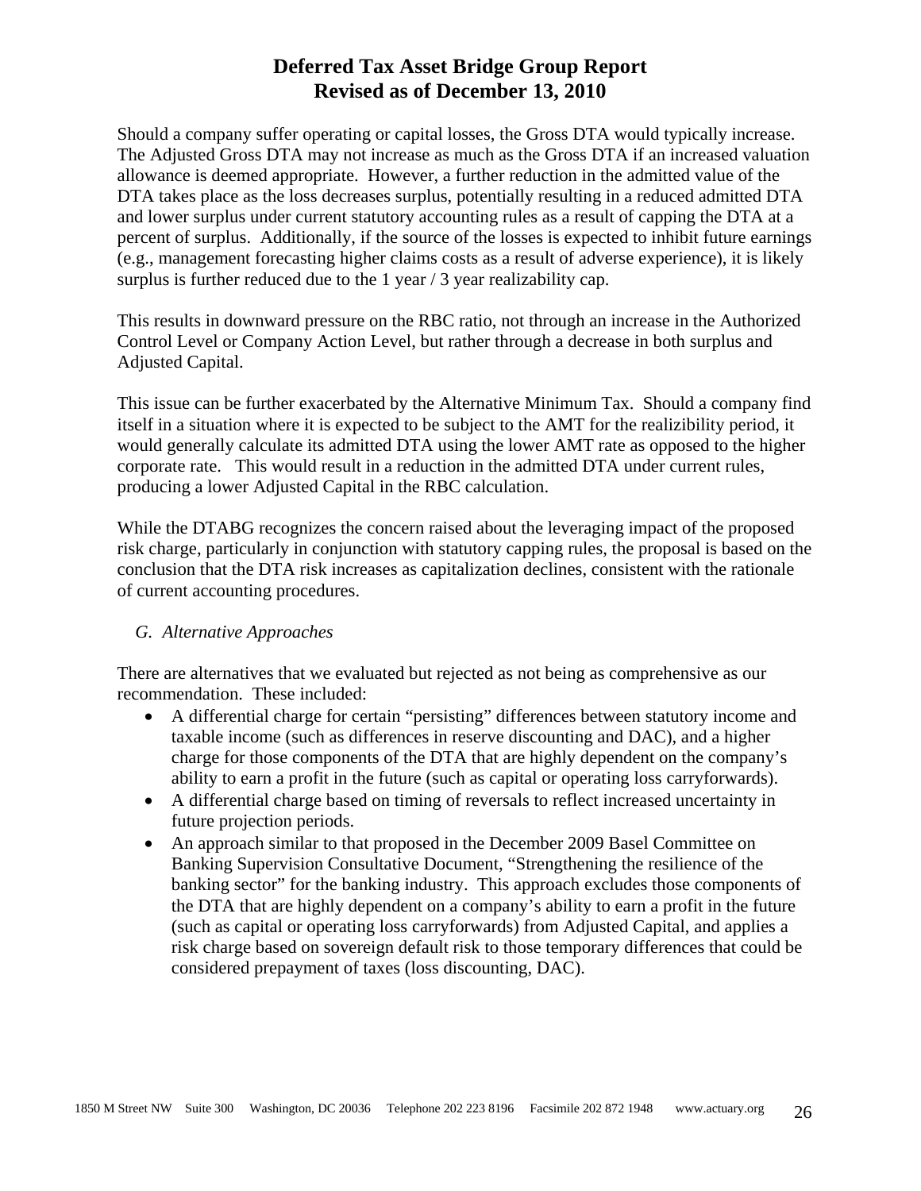Should a company suffer operating or capital losses, the Gross DTA would typically increase. The Adjusted Gross DTA may not increase as much as the Gross DTA if an increased valuation allowance is deemed appropriate. However, a further reduction in the admitted value of the DTA takes place as the loss decreases surplus, potentially resulting in a reduced admitted DTA and lower surplus under current statutory accounting rules as a result of capping the DTA at a percent of surplus. Additionally, if the source of the losses is expected to inhibit future earnings (e.g., management forecasting higher claims costs as a result of adverse experience), it is likely surplus is further reduced due to the 1 year / 3 year realizability cap.

This results in downward pressure on the RBC ratio, not through an increase in the Authorized Control Level or Company Action Level, but rather through a decrease in both surplus and Adjusted Capital.

This issue can be further exacerbated by the Alternative Minimum Tax. Should a company find itself in a situation where it is expected to be subject to the AMT for the realizibility period, it would generally calculate its admitted DTA using the lower AMT rate as opposed to the higher corporate rate. This would result in a reduction in the admitted DTA under current rules, producing a lower Adjusted Capital in the RBC calculation.

While the DTABG recognizes the concern raised about the leveraging impact of the proposed risk charge, particularly in conjunction with statutory capping rules, the proposal is based on the conclusion that the DTA risk increases as capitalization declines, consistent with the rationale of current accounting procedures.

*G. Alternative Approaches*

There are alternatives that we evaluated but rejected as not being as comprehensive as our recommendation. These included:

- A differential charge for certain "persisting" differences between statutory income and taxable income (such as differences in reserve discounting and DAC), and a higher charge for those components of the DTA that are highly dependent on the company's ability to earn a profit in the future (such as capital or operating loss carryforwards).
- A differential charge based on timing of reversals to reflect increased uncertainty in future projection periods.
- An approach similar to that proposed in the December 2009 Basel Committee on Banking Supervision Consultative Document, "Strengthening the resilience of the banking sector" for the banking industry. This approach excludes those components of the DTA that are highly dependent on a company's ability to earn a profit in the future (such as capital or operating loss carryforwards) from Adjusted Capital, and applies a risk charge based on sovereign default risk to those temporary differences that could be considered prepayment of taxes (loss discounting, DAC).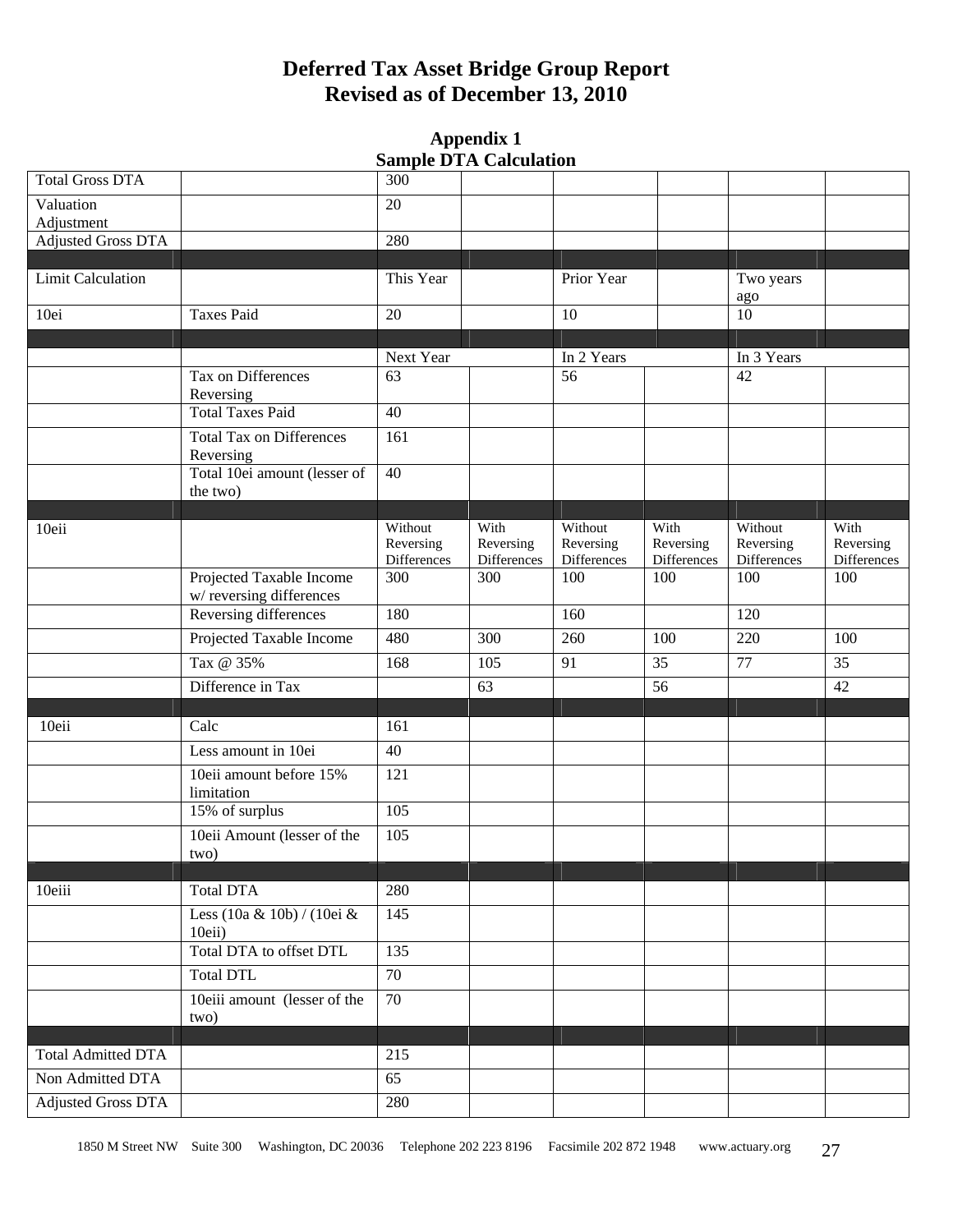# Deferred Tax Asset Bridge Group Report
# Revised as of December 13, 2010

## Appendix 1
## Sample DTA Calculation

| | | | | | | | |
|---|---|---|---|---|---|---|---|
| Total Gross DTA | | 300 | | | | | |
| Valuation Adjustment | | 20 | | | | | |
| Adjusted Gross DTA | | 280 | | | | | |
| | | | | | | | |
| Limit Calculation | | This Year | | Prior Year | | Two years ago | |
| 10ei | Taxes Paid | 20 | | 10 | | 10 | |
| | | | | | | | |
| | | Next Year | | In 2 Years | | In 3 Years | |
| | Tax on Differences Reversing | 63 | | 56 | | 42 | |
| | Total Taxes Paid | 40 | | | | | |
| | Total Tax on Differences Reversing | 161 | | | | | |
| | Total 10ei amount (lesser of the two) | 40 | | | | | |
| | | | | | | | |
| 10eii | | Without Reversing Differences | With Reversing Differences | Without Reversing Differences | With Reversing Differences | Without Reversing Differences | With Reversing Differences |
| | Projected Taxable Income w/ reversing differences | 300 | 300 | 100 | 100 | 100 | 100 |
| | Reversing differences | 180 | | 160 | | 120 | |
| | Projected Taxable Income | 480 | 300 | 260 | 100 | 220 | 100 |
| | Tax @ 35% | 168 | 105 | 91 | 35 | 77 | 35 |
| | Difference in Tax | | 63 | | 56 | | 42 |
| | | | | | | | |
| 10eii | Calc | 161 | | | | | |
| | Less amount in 10ei | 40 | | | | | |
| | 10eii amount before 15% limitation | 121 | | | | | |
| | 15% of surplus | 105 | | | | | |
| | 10eii Amount (lesser of the two) | 105 | | | | | |
| | | | | | | | |
| 10eiii | Total DTA | 280 | | | | | |
| | Less (10a & 10b) / (10ei & 10eii) | 145 | | | | | |
| | Total DTA to offset DTL | 135 | | | | | |
| | Total DTL | 70 | | | | | |
| | 10eiii amount (lesser of the two) | 70 | | | | | |
| | | | | | | | |
| Total Admitted DTA | | 215 | | | | | |
| Non Admitted DTA | | 65 | | | | | |
| Adjusted Gross DTA | | 280 | | | | | |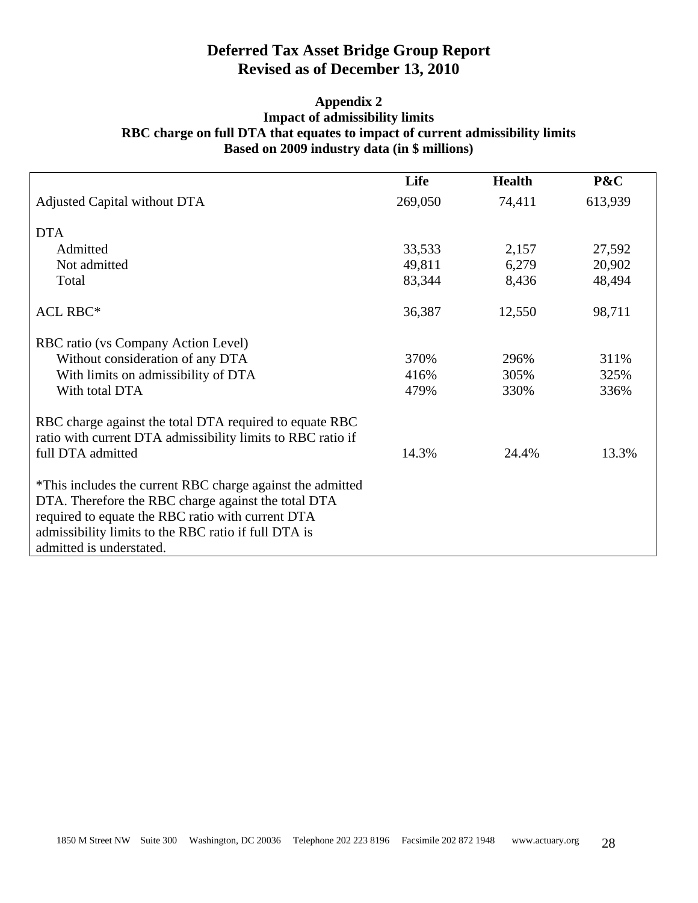# Deferred Tax Asset Bridge Group Report
# Revised as of December 13, 2010

## Appendix 2
### Impact of admissibility limits
### RBC charge on full DTA that equates to impact of current admissibility limits
### Based on 2009 industry data (in $ millions)

| | Life | Health | P&C |
|---|---|---|---|
| Adjusted Capital without DTA | 269,050 | 74,411 | 613,939 |
| DTA | | | |
| Admitted | 33,533 | 2,157 | 27,592 |
| Not admitted | 49,811 | 6,279 | 20,902 |
| Total | 83,344 | 8,436 | 48,494 |
| ACL RBC* | 36,387 | 12,550 | 98,711 |
| RBC ratio (vs Company Action Level) | | | |
| Without consideration of any DTA | 370% | 296% | 311% |
| With limits on admissibility of DTA | 416% | 305% | 325% |
| With total DTA | 479% | 330% | 336% |
| RBC charge against the total DTA required to equate RBC ratio with current DTA admissibility limits to RBC ratio if full DTA admitted | 14.3% | 24.4% | 13.3% |

*This includes the current RBC charge against the admitted DTA. Therefore the RBC charge against the total DTA required to equate the RBC ratio with current DTA admissibility limits to the RBC ratio if full DTA is admitted is understated.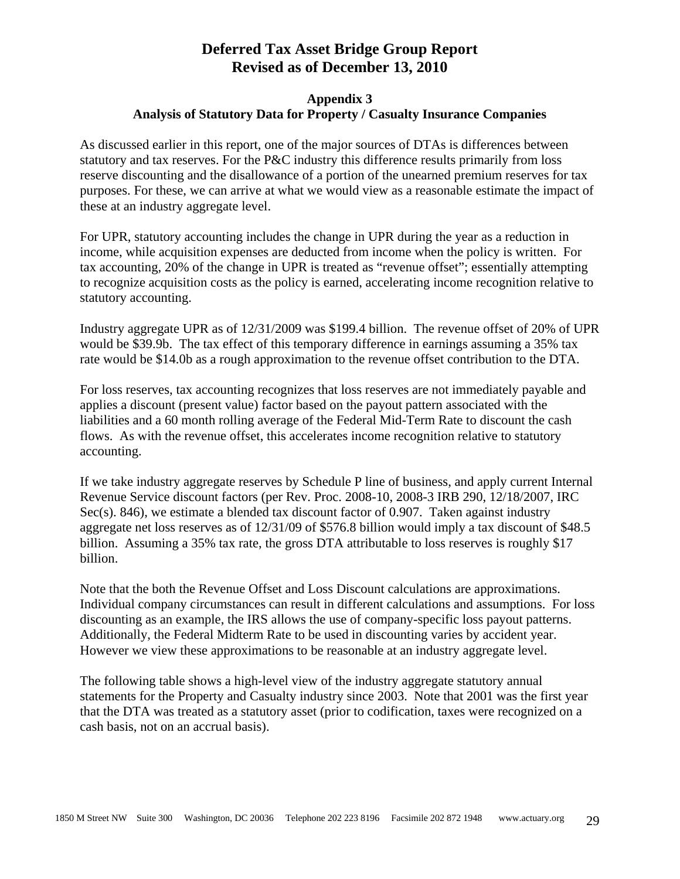# Deferred Tax Asset Bridge Group Report
# Revised as of December 13, 2010

### Appendix 3
### Analysis of Statutory Data for Property / Casualty Insurance Companies

As discussed earlier in this report, one of the major sources of DTAs is differences between statutory and tax reserves. For the P&C industry this difference results primarily from loss reserve discounting and the disallowance of a portion of the unearned premium reserves for tax purposes. For these, we can arrive at what we would view as a reasonable estimate the impact of these at an industry aggregate level.

For UPR, statutory accounting includes the change in UPR during the year as a reduction in income, while acquisition expenses are deducted from income when the policy is written. For tax accounting, 20% of the change in UPR is treated as "revenue offset"; essentially attempting to recognize acquisition costs as the policy is earned, accelerating income recognition relative to statutory accounting.

Industry aggregate UPR as of 12/31/2009 was $199.4 billion. The revenue offset of 20% of UPR would be $39.9b. The tax effect of this temporary difference in earnings assuming a 35% tax rate would be $14.0b as a rough approximation to the revenue offset contribution to the DTA.

For loss reserves, tax accounting recognizes that loss reserves are not immediately payable and applies a discount (present value) factor based on the payout pattern associated with the liabilities and a 60 month rolling average of the Federal Mid-Term Rate to discount the cash flows. As with the revenue offset, this accelerates income recognition relative to statutory accounting.

If we take industry aggregate reserves by Schedule P line of business, and apply current Internal Revenue Service discount factors (per Rev. Proc. 2008-10, 2008-3 IRB 290, 12/18/2007, IRC Sec(s). 846), we estimate a blended tax discount factor of 0.907. Taken against industry aggregate net loss reserves as of 12/31/09 of $576.8 billion would imply a tax discount of $48.5 billion. Assuming a 35% tax rate, the gross DTA attributable to loss reserves is roughly $17 billion.

Note that the both the Revenue Offset and Loss Discount calculations are approximations. Individual company circumstances can result in different calculations and assumptions. For loss discounting as an example, the IRS allows the use of company-specific loss payout patterns. Additionally, the Federal Midterm Rate to be used in discounting varies by accident year. However we view these approximations to be reasonable at an industry aggregate level.

The following table shows a high-level view of the industry aggregate statutory annual statements for the Property and Casualty industry since 2003. Note that 2001 was the first year that the DTA was treated as a statutory asset (prior to codification, taxes were recognized on a cash basis, not on an accrual basis).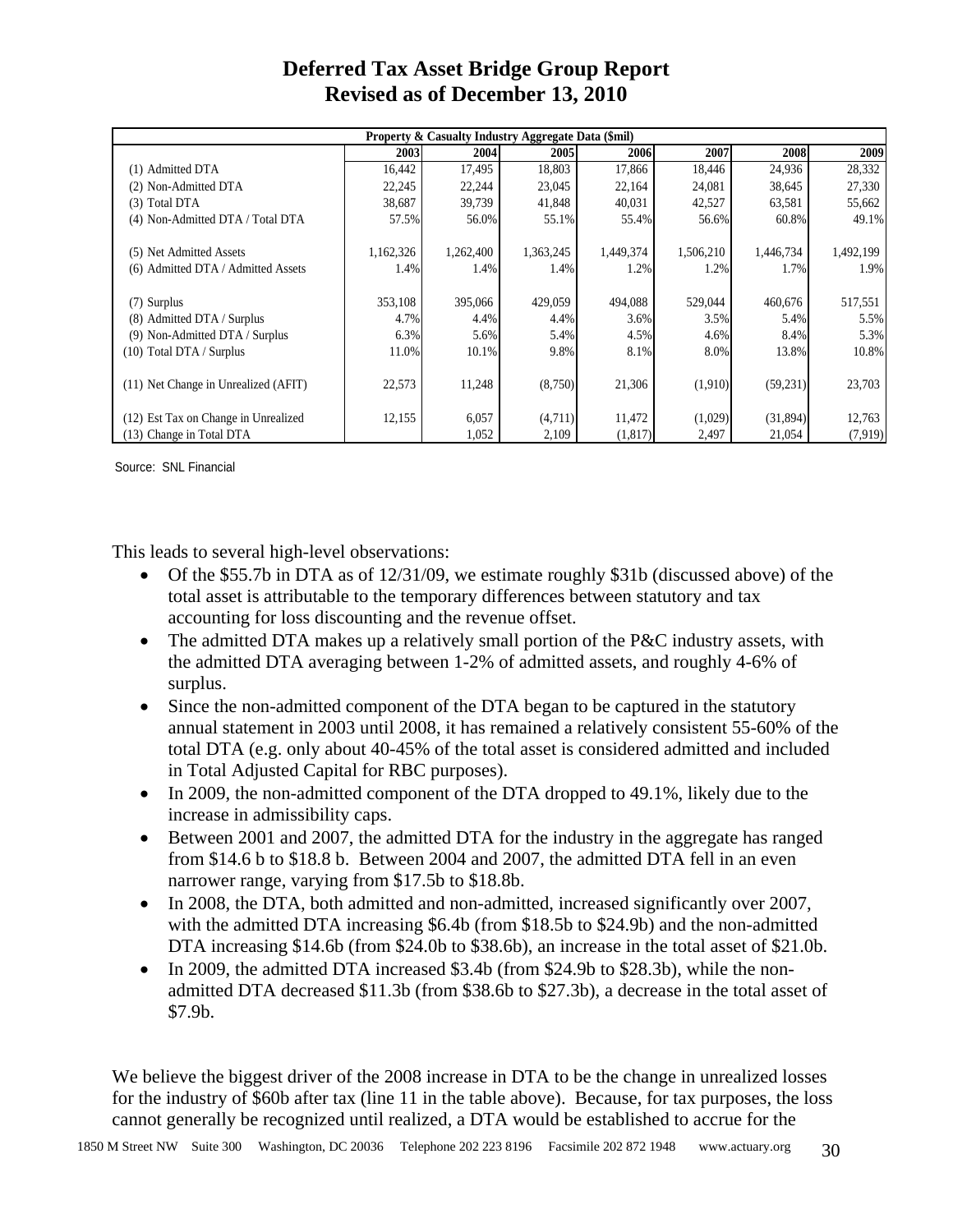# Deferred Tax Asset Bridge Group Report
# Revised as of December 13, 2010

| Property & Casualty Industry Aggregate Data ($mil) | | | | | | | |
|---|---|---|---|---|---|---|---|
| | 2003 | 2004 | 2005 | 2006 | 2007 | 2008 | 2009 |
| (1) Admitted DTA | 16,442 | 17,495 | 18,803 | 17,866 | 18,446 | 24,936 | 28,332 |
| (2) Non-Admitted DTA | 22,245 | 22,244 | 23,045 | 22,164 | 24,081 | 38,645 | 27,330 |
| (3) Total DTA | 38,687 | 39,739 | 41,848 | 40,031 | 42,527 | 63,581 | 55,662 |
| (4) Non-Admitted DTA / Total DTA | 57.5% | 56.0% | 55.1% | 55.4% | 56.6% | 60.8% | 49.1% |
| (5) Net Admitted Assets | 1,162,326 | 1,262,400 | 1,363,245 | 1,449,374 | 1,506,210 | 1,446,734 | 1,492,199 |
| (6) Admitted DTA / Admitted Assets | 1.4% | 1.4% | 1.4% | 1.2% | 1.2% | 1.7% | 1.9% |
| (7) Surplus | 353,108 | 395,066 | 429,059 | 494,088 | 529,044 | 460,676 | 517,551 |
| (8) Admitted DTA / Surplus | 4.7% | 4.4% | 4.4% | 3.6% | 3.5% | 5.4% | 5.5% |
| (9) Non-Admitted DTA / Surplus | 6.3% | 5.6% | 5.4% | 4.5% | 4.6% | 8.4% | 5.3% |
| (10) Total DTA / Surplus | 11.0% | 10.1% | 9.8% | 8.1% | 8.0% | 13.8% | 10.8% |
| (11) Net Change in Unrealized (AFIT) | 22,573 | 11,248 | (8,750) | 21,306 | (1,910) | (59,231) | 23,703 |
| (12) Est Tax on Change in Unrealized | 12,155 | 6,057 | (4,711) | 11,472 | (1,029) | (31,894) | 12,763 |
| (13) Change in Total DTA | | 1,052 | 2,109 | (1,817) | 2,497 | 21,054 | (7,919) |

Source: SNL Financial

This leads to several high-level observations:

- Of the $55.7b in DTA as of 12/31/09, we estimate roughly $31b (discussed above) of the total asset is attributable to the temporary differences between statutory and tax accounting for loss discounting and the revenue offset.
- The admitted DTA makes up a relatively small portion of the P&C industry assets, with the admitted DTA averaging between 1-2% of admitted assets, and roughly 4-6% of surplus.
- Since the non-admitted component of the DTA began to be captured in the statutory annual statement in 2003 until 2008, it has remained a relatively consistent 55-60% of the total DTA (e.g. only about 40-45% of the total asset is considered admitted and included in Total Adjusted Capital for RBC purposes).
- In 2009, the non-admitted component of the DTA dropped to 49.1%, likely due to the increase in admissibility caps.
- Between 2001 and 2007, the admitted DTA for the industry in the aggregate has ranged from $14.6 b to $18.8 b. Between 2004 and 2007, the admitted DTA fell in an even narrower range, varying from $17.5b to $18.8b.
- In 2008, the DTA, both admitted and non-admitted, increased significantly over 2007, with the admitted DTA increasing $6.4b (from $18.5b to $24.9b) and the non-admitted DTA increasing $14.6b (from $24.0b to $38.6b), an increase in the total asset of $21.0b.
- In 2009, the admitted DTA increased $3.4b (from $24.9b to $28.3b), while the non-admitted DTA decreased $11.3b (from $38.6b to $27.3b), a decrease in the total asset of $7.9b.

We believe the biggest driver of the 2008 increase in DTA to be the change in unrealized losses for the industry of $60b after tax (line 11 in the table above). Because, for tax purposes, the loss cannot generally be recognized until realized, a DTA would be established to accrue for the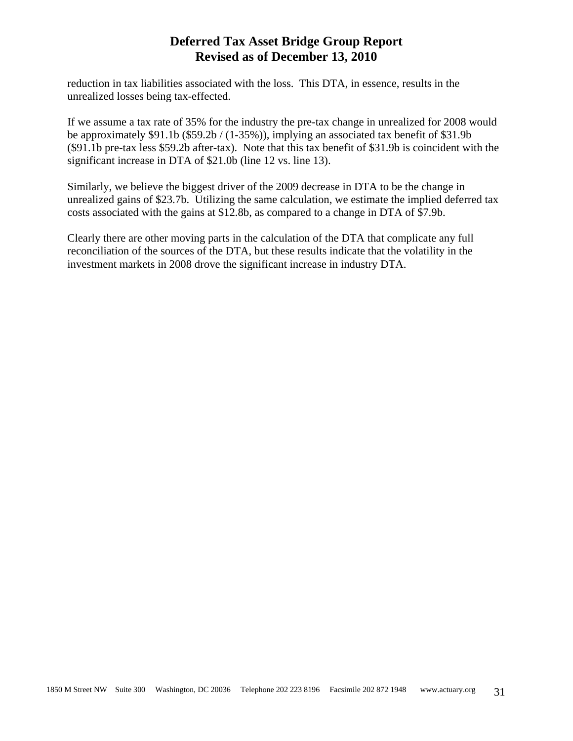reduction in tax liabilities associated with the loss. This DTA, in essence, results in the unrealized losses being tax-effected.

If we assume a tax rate of 35% for the industry the pre-tax change in unrealized for 2008 would be approximately $91.1b ($59.2b / (1-35%)), implying an associated tax benefit of $31.9b ($91.1b pre-tax less $59.2b after-tax). Note that this tax benefit of $31.9b is coincident with the significant increase in DTA of $21.0b (line 12 vs. line 13).

Similarly, we believe the biggest driver of the 2009 decrease in DTA to be the change in unrealized gains of $23.7b. Utilizing the same calculation, we estimate the implied deferred tax costs associated with the gains at $12.8b, as compared to a change in DTA of $7.9b.

Clearly there are other moving parts in the calculation of the DTA that complicate any full reconciliation of the sources of the DTA, but these results indicate that the volatility in the investment markets in 2008 drove the significant increase in industry DTA.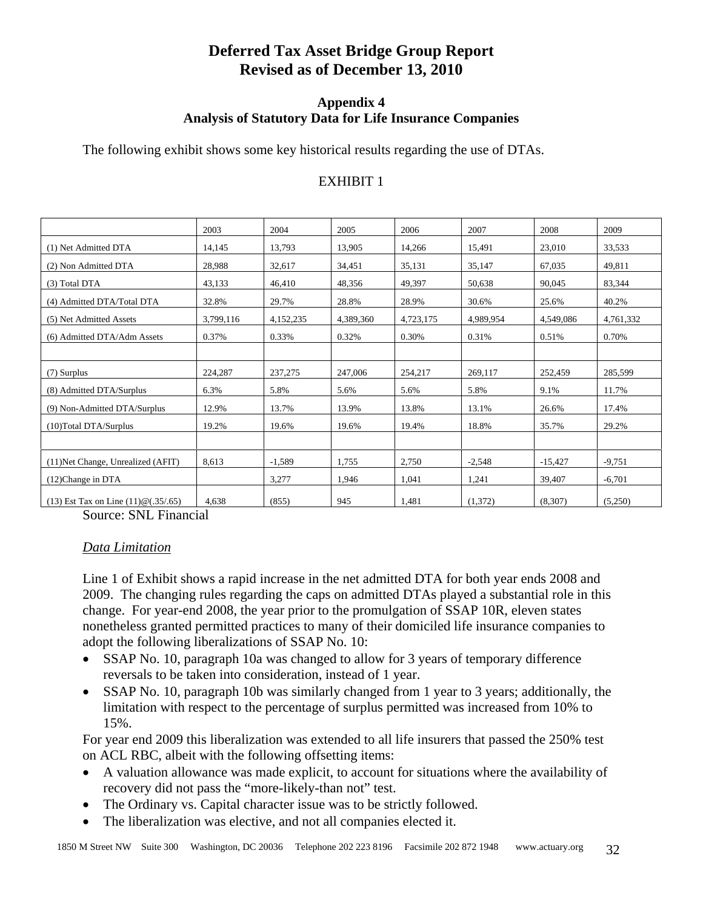# Deferred Tax Asset Bridge Group Report
# Revised as of December 13, 2010

### Appendix 4
### Analysis of Statutory Data for Life Insurance Companies

The following exhibit shows some key historical results regarding the use of DTAs.

EXHIBIT 1

| | 2003 | 2004 | 2005 | 2006 | 2007 | 2008 | 2009 |
|---|---|---|---|---|---|---|---|
| (1) Net Admitted DTA | 14,145 | 13,793 | 13,905 | 14,266 | 15,491 | 23,010 | 33,533 |
| (2) Non Admitted DTA | 28,988 | 32,617 | 34,451 | 35,131 | 35,147 | 67,035 | 49,811 |
| (3) Total DTA | 43,133 | 46,410 | 48,356 | 49,397 | 50,638 | 90,045 | 83,344 |
| (4) Admitted DTA/Total DTA | 32.8% | 29.7% | 28.8% | 28.9% | 30.6% | 25.6% | 40.2% |
| (5) Net Admitted Assets | 3,799,116 | 4,152,235 | 4,389,360 | 4,723,175 | 4,989,954 | 4,549,086 | 4,761,332 |
| (6) Admitted DTA/Adm Assets | 0.37% | 0.33% | 0.32% | 0.30% | 0.31% | 0.51% | 0.70% |
| | | | | | | | |
| (7) Surplus | 224,287 | 237,275 | 247,006 | 254,217 | 269,117 | 252,459 | 285,599 |
| (8) Admitted DTA/Surplus | 6.3% | 5.8% | 5.6% | 5.6% | 5.8% | 9.1% | 11.7% |
| (9) Non-Admitted DTA/Surplus | 12.9% | 13.7% | 13.9% | 13.8% | 13.1% | 26.6% | 17.4% |
| (10)Total DTA/Surplus | 19.2% | 19.6% | 19.6% | 19.4% | 18.8% | 35.7% | 29.2% |
| | | | | | | | |
| (11)Net Change, Unrealized (AFIT) | 8,613 | -1,589 | 1,755 | 2,750 | -2,548 | -15,427 | -9,751 |
| (12)Change in DTA | | 3,277 | 1,946 | 1,041 | 1,241 | 39,407 | -6,701 |
| (13) Est Tax on Line (11)@(.35/.65) | 4,638 | (855) | 945 | 1,481 | (1,372) | (8,307) | (5,250) |

Source: SNL Financial

*Data Limitation*

Line 1 of Exhibit shows a rapid increase in the net admitted DTA for both year ends 2008 and 2009. The changing rules regarding the caps on admitted DTAs played a substantial role in this change. For year-end 2008, the year prior to the promulgation of SSAP 10R, eleven states nonetheless granted permitted practices to many of their domiciled life insurance companies to adopt the following liberalizations of SSAP No. 10:

- SSAP No. 10, paragraph 10a was changed to allow for 3 years of temporary difference reversals to be taken into consideration, instead of 1 year.
- SSAP No. 10, paragraph 10b was similarly changed from 1 year to 3 years; additionally, the limitation with respect to the percentage of surplus permitted was increased from 10% to 15%.

For year end 2009 this liberalization was extended to all life insurers that passed the 250% test on ACL RBC, albeit with the following offsetting items:

- A valuation allowance was made explicit, to account for situations where the availability of recovery did not pass the "more-likely-than not" test.
- The Ordinary vs. Capital character issue was to be strictly followed.
- The liberalization was elective, and not all companies elected it.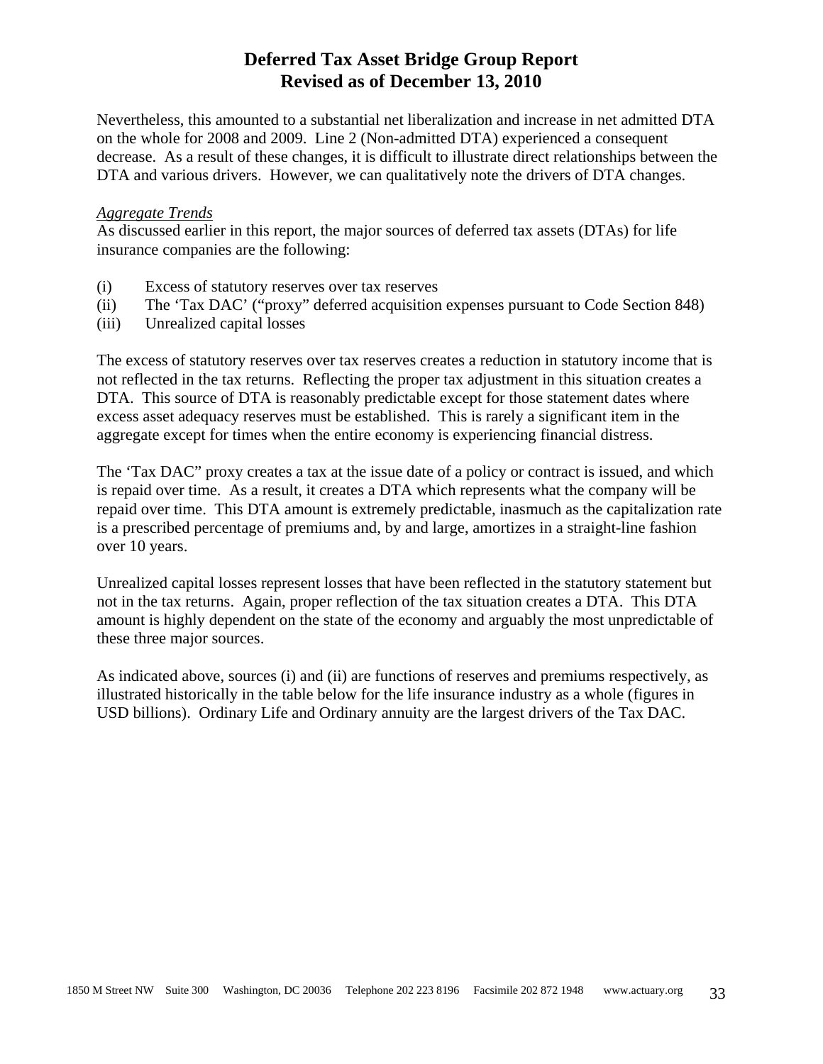Nevertheless, this amounted to a substantial net liberalization and increase in net admitted DTA on the whole for 2008 and 2009. Line 2 (Non-admitted DTA) experienced a consequent decrease. As a result of these changes, it is difficult to illustrate direct relationships between the DTA and various drivers. However, we can qualitatively note the drivers of DTA changes.

*Aggregate Trends*

As discussed earlier in this report, the major sources of deferred tax assets (DTAs) for life insurance companies are the following:

(i) Excess of statutory reserves over tax reserves
(ii) The 'Tax DAC' ("proxy" deferred acquisition expenses pursuant to Code Section 848)
(iii) Unrealized capital losses

The excess of statutory reserves over tax reserves creates a reduction in statutory income that is not reflected in the tax returns. Reflecting the proper tax adjustment in this situation creates a DTA. This source of DTA is reasonably predictable except for those statement dates where excess asset adequacy reserves must be established. This is rarely a significant item in the aggregate except for times when the entire economy is experiencing financial distress.

The 'Tax DAC" proxy creates a tax at the issue date of a policy or contract is issued, and which is repaid over time. As a result, it creates a DTA which represents what the company will be repaid over time. This DTA amount is extremely predictable, inasmuch as the capitalization rate is a prescribed percentage of premiums and, by and large, amortizes in a straight-line fashion over 10 years.

Unrealized capital losses represent losses that have been reflected in the statutory statement but not in the tax returns. Again, proper reflection of the tax situation creates a DTA. This DTA amount is highly dependent on the state of the economy and arguably the most unpredictable of these three major sources.

As indicated above, sources (i) and (ii) are functions of reserves and premiums respectively, as illustrated historically in the table below for the life insurance industry as a whole (figures in USD billions). Ordinary Life and Ordinary annuity are the largest drivers of the Tax DAC.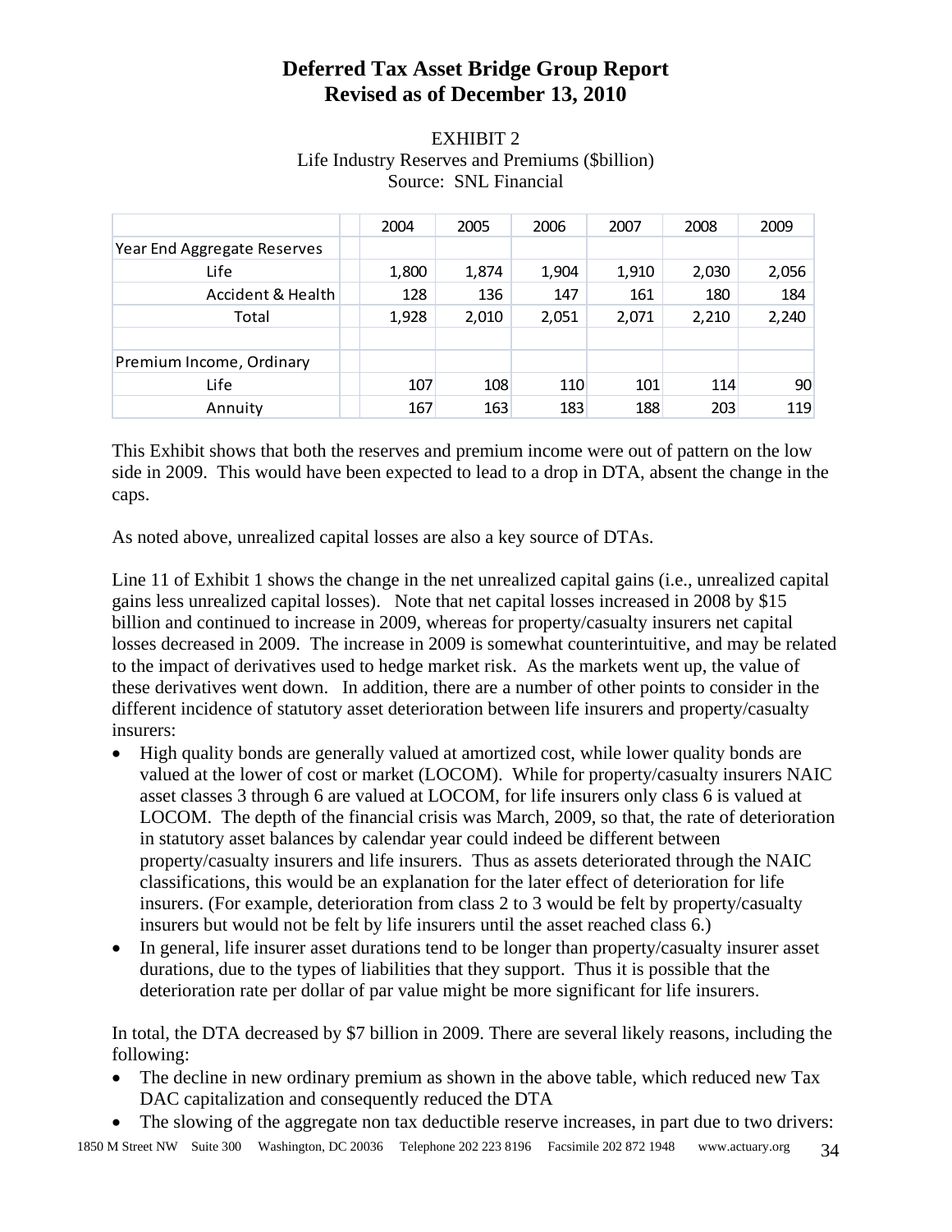# Deferred Tax Asset Bridge Group Report
# Revised as of December 13, 2010

EXHIBIT 2
Life Industry Reserves and Premiums ($billion)
Source: SNL Financial

| | | 2004 | 2005 | 2006 | 2007 | 2008 | 2009 |
|---|---|---|---|---|---|---|---|
| Year End Aggregate Reserves | | | | | | | |
| Life | | 1,800 | 1,874 | 1,904 | 1,910 | 2,030 | 2,056 |
| Accident & Health | | 128 | 136 | 147 | 161 | 180 | 184 |
| Total | | 1,928 | 2,010 | 2,051 | 2,071 | 2,210 | 2,240 |
| | | | | | | | |
| Premium Income, Ordinary | | | | | | | |
| Life | | 107 | 108 | 110 | 101 | 114 | 90 |
| Annuity | | 167 | 163 | 183 | 188 | 203 | 119 |

This Exhibit shows that both the reserves and premium income were out of pattern on the low side in 2009. This would have been expected to lead to a drop in DTA, absent the change in the caps.

As noted above, unrealized capital losses are also a key source of DTAs.

Line 11 of Exhibit 1 shows the change in the net unrealized capital gains (i.e., unrealized capital gains less unrealized capital losses). Note that net capital losses increased in 2008 by $15 billion and continued to increase in 2009, whereas for property/casualty insurers net capital losses decreased in 2009. The increase in 2009 is somewhat counterintuitive, and may be related to the impact of derivatives used to hedge market risk. As the markets went up, the value of these derivatives went down. In addition, there are a number of other points to consider in the different incidence of statutory asset deterioration between life insurers and property/casualty insurers:

- High quality bonds are generally valued at amortized cost, while lower quality bonds are valued at the lower of cost or market (LOCOM). While for property/casualty insurers NAIC asset classes 3 through 6 are valued at LOCOM, for life insurers only class 6 is valued at LOCOM. The depth of the financial crisis was March, 2009, so that, the rate of deterioration in statutory asset balances by calendar year could indeed be different between property/casualty insurers and life insurers. Thus as assets deteriorated through the NAIC classifications, this would be an explanation for the later effect of deterioration for life insurers. (For example, deterioration from class 2 to 3 would be felt by property/casualty insurers but would not be felt by life insurers until the asset reached class 6.)
- In general, life insurer asset durations tend to be longer than property/casualty insurer asset durations, due to the types of liabilities that they support. Thus it is possible that the deterioration rate per dollar of par value might be more significant for life insurers.

In total, the DTA decreased by $7 billion in 2009. There are several likely reasons, including the following:

- The decline in new ordinary premium as shown in the above table, which reduced new Tax DAC capitalization and consequently reduced the DTA
- The slowing of the aggregate non tax deductible reserve increases, in part due to two drivers: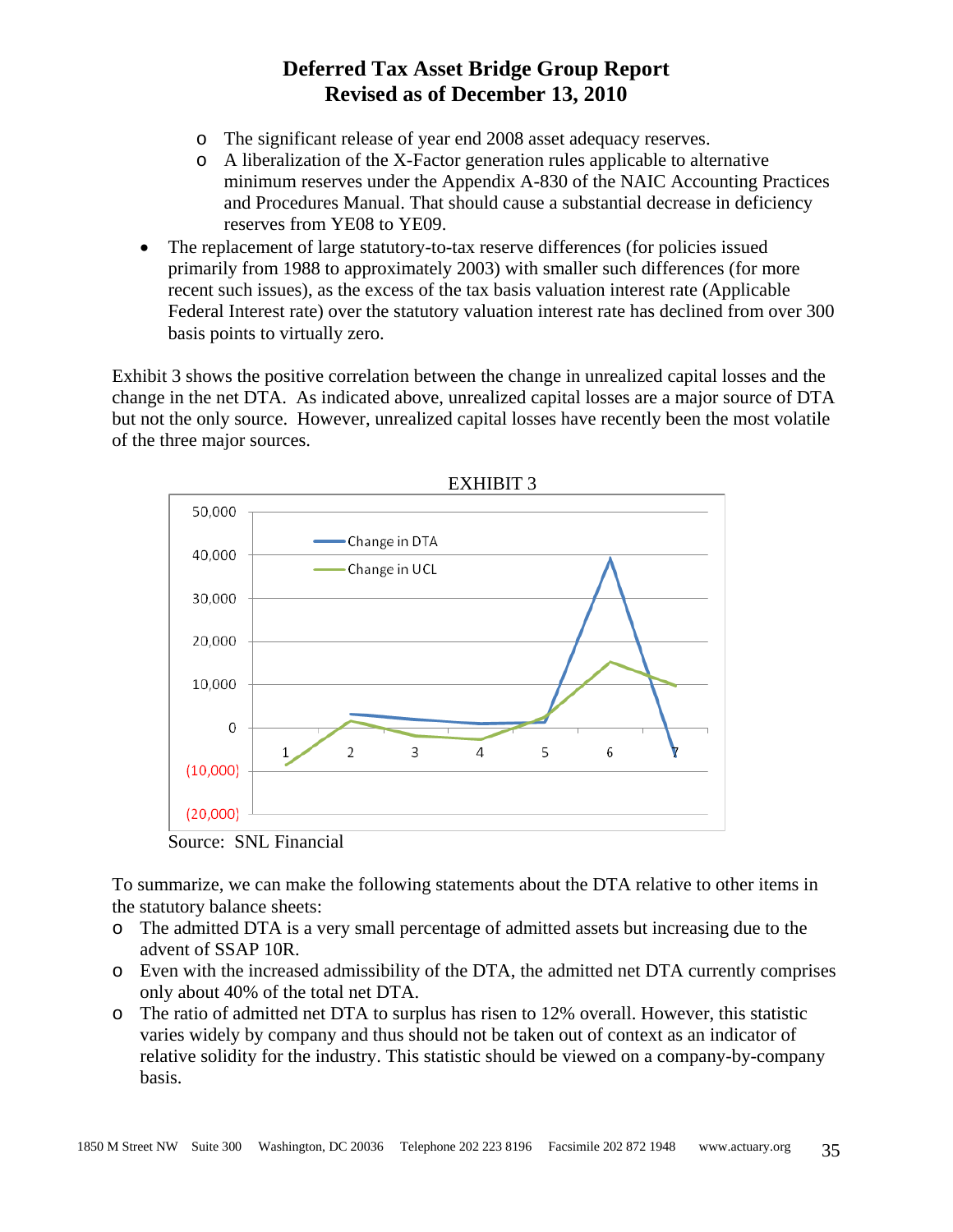- The significant release of year end 2008 asset adequacy reserves.
- A liberalization of the X-Factor generation rules applicable to alternative minimum reserves under the Appendix A-830 of the NAIC Accounting Practices and Procedures Manual. That should cause a substantial decrease in deficiency reserves from YE08 to YE09.

- The replacement of large statutory-to-tax reserve differences (for policies issued primarily from 1988 to approximately 2003) with smaller such differences (for more recent such issues), as the excess of the tax basis valuation interest rate (Applicable Federal Interest rate) over the statutory valuation interest rate has declined from over 300 basis points to virtually zero.

Exhibit 3 shows the positive correlation between the change in unrealized capital losses and the change in the net DTA. As indicated above, unrealized capital losses are a major source of DTA but not the only source. However, unrealized capital losses have recently been the most volatile of the three major sources.

EXHIBIT 3

Source: SNL Financial

To summarize, we can make the following statements about the DTA relative to other items in the statutory balance sheets:

- The admitted DTA is a very small percentage of admitted assets but increasing due to the advent of SSAP 10R.
- Even with the increased admissibility of the DTA, the admitted net DTA currently comprises only about 40% of the total net DTA.
- The ratio of admitted net DTA to surplus has risen to 12% overall. However, this statistic varies widely by company and thus should not be taken out of context as an indicator of relative solidity for the industry. This statistic should be viewed on a company-by-company basis.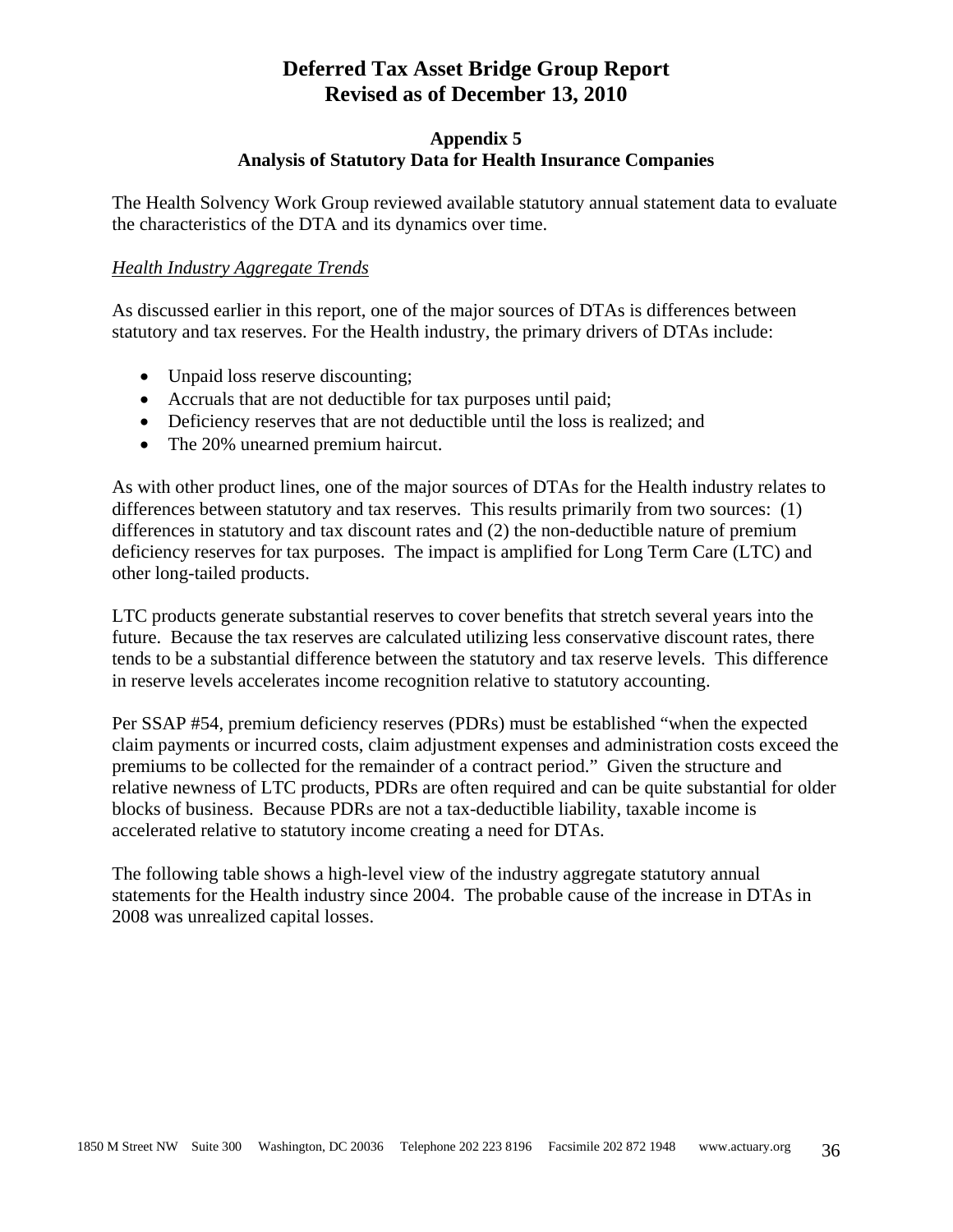# Deferred Tax Asset Bridge Group Report
# Revised as of December 13, 2010

## Appendix 5
## Analysis of Statutory Data for Health Insurance Companies

The Health Solvency Work Group reviewed available statutory annual statement data to evaluate the characteristics of the DTA and its dynamics over time.

*Health Industry Aggregate Trends*

As discussed earlier in this report, one of the major sources of DTAs is differences between statutory and tax reserves. For the Health industry, the primary drivers of DTAs include:

- Unpaid loss reserve discounting;
- Accruals that are not deductible for tax purposes until paid;
- Deficiency reserves that are not deductible until the loss is realized; and
- The 20% unearned premium haircut.

As with other product lines, one of the major sources of DTAs for the Health industry relates to differences between statutory and tax reserves. This results primarily from two sources: (1) differences in statutory and tax discount rates and (2) the non-deductible nature of premium deficiency reserves for tax purposes. The impact is amplified for Long Term Care (LTC) and other long-tailed products.

LTC products generate substantial reserves to cover benefits that stretch several years into the future. Because the tax reserves are calculated utilizing less conservative discount rates, there tends to be a substantial difference between the statutory and tax reserve levels. This difference in reserve levels accelerates income recognition relative to statutory accounting.

Per SSAP #54, premium deficiency reserves (PDRs) must be established "when the expected claim payments or incurred costs, claim adjustment expenses and administration costs exceed the premiums to be collected for the remainder of a contract period." Given the structure and relative newness of LTC products, PDRs are often required and can be quite substantial for older blocks of business. Because PDRs are not a tax-deductible liability, taxable income is accelerated relative to statutory income creating a need for DTAs.

The following table shows a high-level view of the industry aggregate statutory annual statements for the Health industry since 2004. The probable cause of the increase in DTAs in 2008 was unrealized capital losses.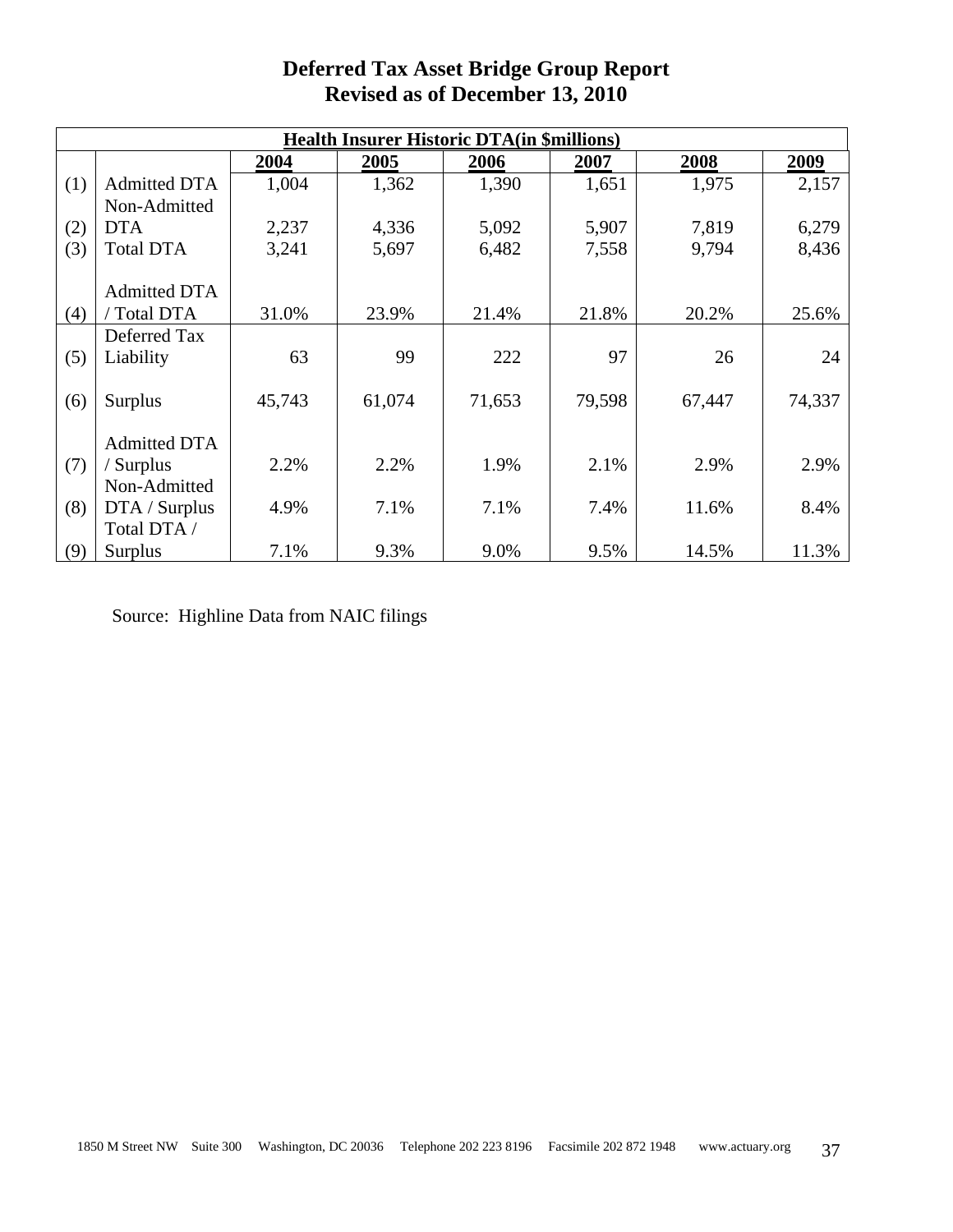# Deferred Tax Asset Bridge Group Report
## Revised as of December 13, 2010

| Health Insurer Historic DTA(in $millions) | | | | | | | |
|---|---|---|---|---|---|---|---|
| | | 2004 | 2005 | 2006 | 2007 | 2008 | 2009 |
| (1) | Admitted DTA | 1,004 | 1,362 | 1,390 | 1,651 | 1,975 | 2,157 |
| (2) | Non-Admitted DTA | 2,237 | 4,336 | 5,092 | 5,907 | 7,819 | 6,279 |
| (3) | Total DTA | 3,241 | 5,697 | 6,482 | 7,558 | 9,794 | 8,436 |
| (4) | Admitted DTA / Total DTA | 31.0% | 23.9% | 21.4% | 21.8% | 20.2% | 25.6% |
| (5) | Deferred Tax Liability | 63 | 99 | 222 | 97 | 26 | 24 |
| (6) | Surplus | 45,743 | 61,074 | 71,653 | 79,598 | 67,447 | 74,337 |
| (7) | Admitted DTA / Surplus | 2.2% | 2.2% | 1.9% | 2.1% | 2.9% | 2.9% |
| (8) | Non-Admitted DTA / Surplus | 4.9% | 7.1% | 7.1% | 7.4% | 11.6% | 8.4% |
| (9) | Total DTA / Surplus | 7.1% | 9.3% | 9.0% | 9.5% | 14.5% | 11.3% |

Source: Highline Data from NAIC filings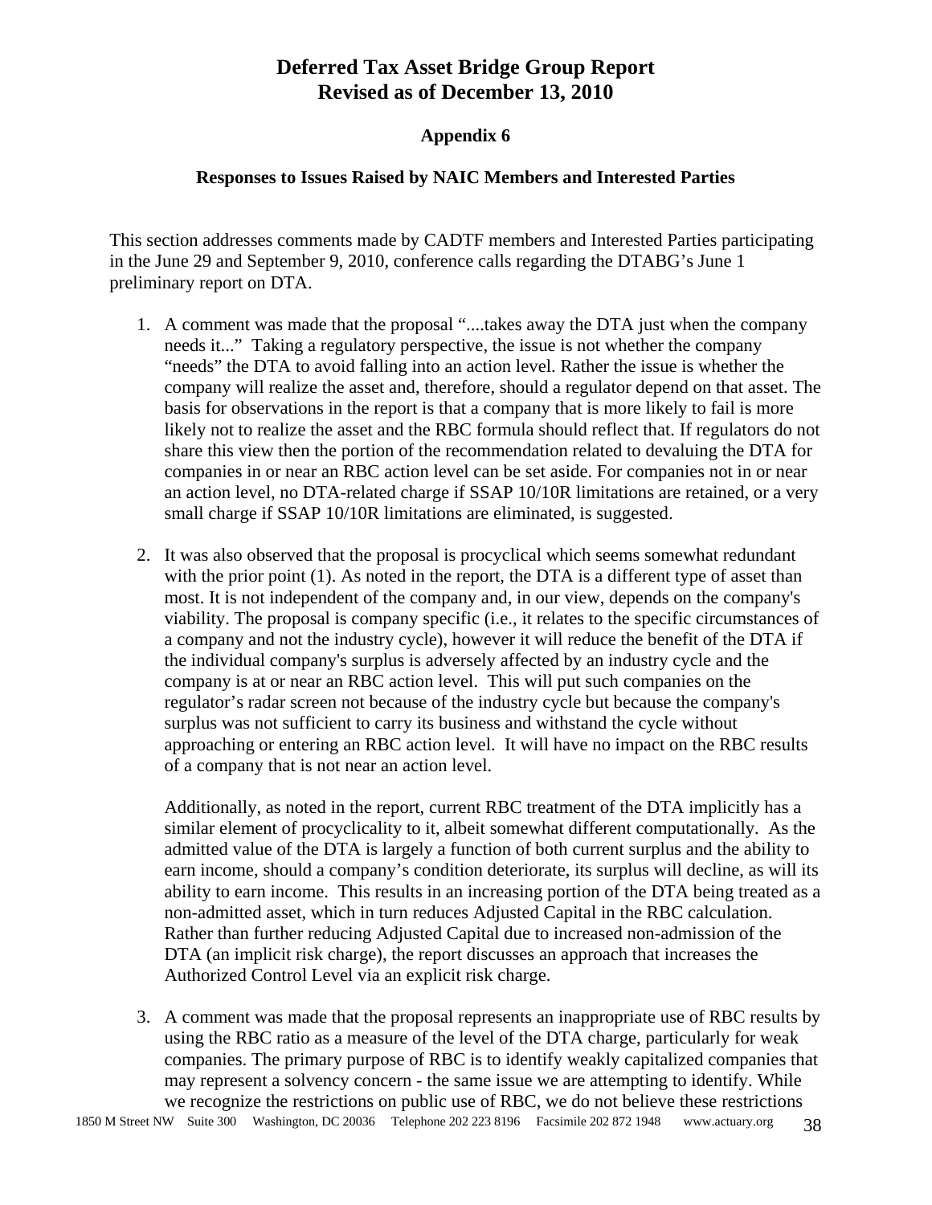# Deferred Tax Asset Bridge Group Report
# Revised as of December 13, 2010

## Appendix 6

### Responses to Issues Raised by NAIC Members and Interested Parties

This section addresses comments made by CADTF members and Interested Parties participating in the June 29 and September 9, 2010, conference calls regarding the DTABG's June 1 preliminary report on DTA.

1. A comment was made that the proposal "....takes away the DTA just when the company needs it..." Taking a regulatory perspective, the issue is not whether the company "needs" the DTA to avoid falling into an action level. Rather the issue is whether the company will realize the asset and, therefore, should a regulator depend on that asset. The basis for observations in the report is that a company that is more likely to fail is more likely not to realize the asset and the RBC formula should reflect that. If regulators do not share this view then the portion of the recommendation related to devaluing the DTA for companies in or near an RBC action level can be set aside. For companies not in or near an action level, no DTA-related charge if SSAP 10/10R limitations are retained, or a very small charge if SSAP 10/10R limitations are eliminated, is suggested.

2. It was also observed that the proposal is procyclical which seems somewhat redundant with the prior point (1). As noted in the report, the DTA is a different type of asset than most. It is not independent of the company and, in our view, depends on the company's viability. The proposal is company specific (i.e., it relates to the specific circumstances of a company and not the industry cycle), however it will reduce the benefit of the DTA if the individual company's surplus is adversely affected by an industry cycle and the company is at or near an RBC action level. This will put such companies on the regulator's radar screen not because of the industry cycle but because the company's surplus was not sufficient to carry its business and withstand the cycle without approaching or entering an RBC action level. It will have no impact on the RBC results of a company that is not near an action level.

   Additionally, as noted in the report, current RBC treatment of the DTA implicitly has a similar element of procyclicality to it, albeit somewhat different computationally. As the admitted value of the DTA is largely a function of both current surplus and the ability to earn income, should a company's condition deteriorate, its surplus will decline, as will its ability to earn income. This results in an increasing portion of the DTA being treated as a non-admitted asset, which in turn reduces Adjusted Capital in the RBC calculation. Rather than further reducing Adjusted Capital due to increased non-admission of the DTA (an implicit risk charge), the report discusses an approach that increases the Authorized Control Level via an explicit risk charge.

3. A comment was made that the proposal represents an inappropriate use of RBC results by using the RBC ratio as a measure of the level of the DTA charge, particularly for weak companies. The primary purpose of RBC is to identify weakly capitalized companies that may represent a solvency concern - the same issue we are attempting to identify. While we recognize the restrictions on public use of RBC, we do not believe these restrictions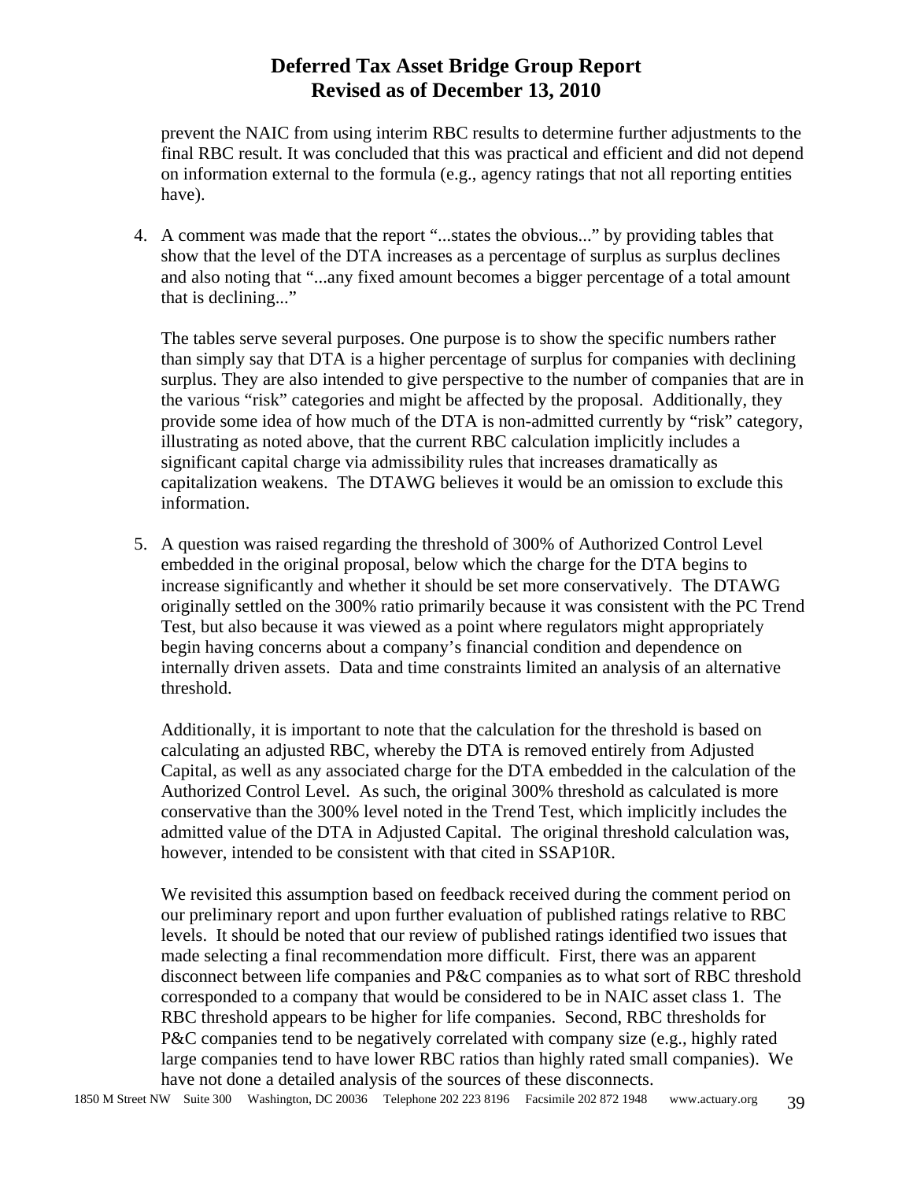prevent the NAIC from using interim RBC results to determine further adjustments to the final RBC result. It was concluded that this was practical and efficient and did not depend on information external to the formula (e.g., agency ratings that not all reporting entities have).

4. A comment was made that the report "...states the obvious..." by providing tables that show that the level of the DTA increases as a percentage of surplus as surplus declines and also noting that "...any fixed amount becomes a bigger percentage of a total amount that is declining..."

   The tables serve several purposes. One purpose is to show the specific numbers rather than simply say that DTA is a higher percentage of surplus for companies with declining surplus. They are also intended to give perspective to the number of companies that are in the various "risk" categories and might be affected by the proposal. Additionally, they provide some idea of how much of the DTA is non-admitted currently by "risk" category, illustrating as noted above, that the current RBC calculation implicitly includes a significant capital charge via admissibility rules that increases dramatically as capitalization weakens. The DTAWG believes it would be an omission to exclude this information.

5. A question was raised regarding the threshold of 300% of Authorized Control Level embedded in the original proposal, below which the charge for the DTA begins to increase significantly and whether it should be set more conservatively. The DTAWG originally settled on the 300% ratio primarily because it was consistent with the PC Trend Test, but also because it was viewed as a point where regulators might appropriately begin having concerns about a company's financial condition and dependence on internally driven assets. Data and time constraints limited an analysis of an alternative threshold.

   Additionally, it is important to note that the calculation for the threshold is based on calculating an adjusted RBC, whereby the DTA is removed entirely from Adjusted Capital, as well as any associated charge for the DTA embedded in the calculation of the Authorized Control Level. As such, the original 300% threshold as calculated is more conservative than the 300% level noted in the Trend Test, which implicitly includes the admitted value of the DTA in Adjusted Capital. The original threshold calculation was, however, intended to be consistent with that cited in SSAP10R.

   We revisited this assumption based on feedback received during the comment period on our preliminary report and upon further evaluation of published ratings relative to RBC levels. It should be noted that our review of published ratings identified two issues that made selecting a final recommendation more difficult. First, there was an apparent disconnect between life companies and P&C companies as to what sort of RBC threshold corresponded to a company that would be considered to be in NAIC asset class 1. The RBC threshold appears to be higher for life companies. Second, RBC thresholds for P&C companies tend to be negatively correlated with company size (e.g., highly rated large companies tend to have lower RBC ratios than highly rated small companies). We have not done a detailed analysis of the sources of these disconnects.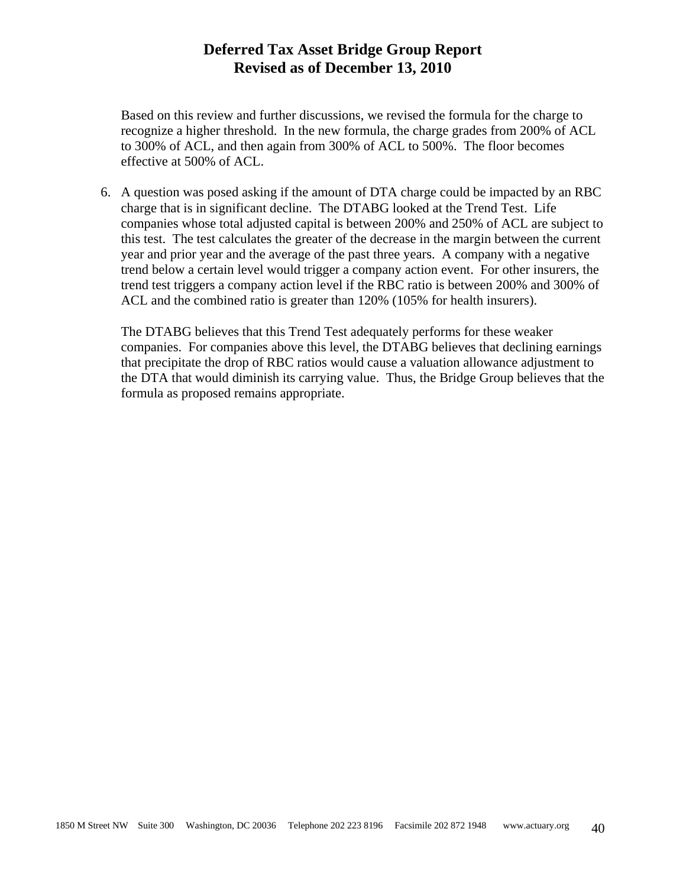Based on this review and further discussions, we revised the formula for the charge to recognize a higher threshold. In the new formula, the charge grades from 200% of ACL to 300% of ACL, and then again from 300% of ACL to 500%. The floor becomes effective at 500% of ACL.

6. A question was posed asking if the amount of DTA charge could be impacted by an RBC charge that is in significant decline. The DTABG looked at the Trend Test. Life companies whose total adjusted capital is between 200% and 250% of ACL are subject to this test. The test calculates the greater of the decrease in the margin between the current year and prior year and the average of the past three years. A company with a negative trend below a certain level would trigger a company action event. For other insurers, the trend test triggers a company action level if the RBC ratio is between 200% and 300% of ACL and the combined ratio is greater than 120% (105% for health insurers).

   The DTABG believes that this Trend Test adequately performs for these weaker companies. For companies above this level, the DTABG believes that declining earnings that precipitate the drop of RBC ratios would cause a valuation allowance adjustment to the DTA that would diminish its carrying value. Thus, the Bridge Group believes that the formula as proposed remains appropriate.